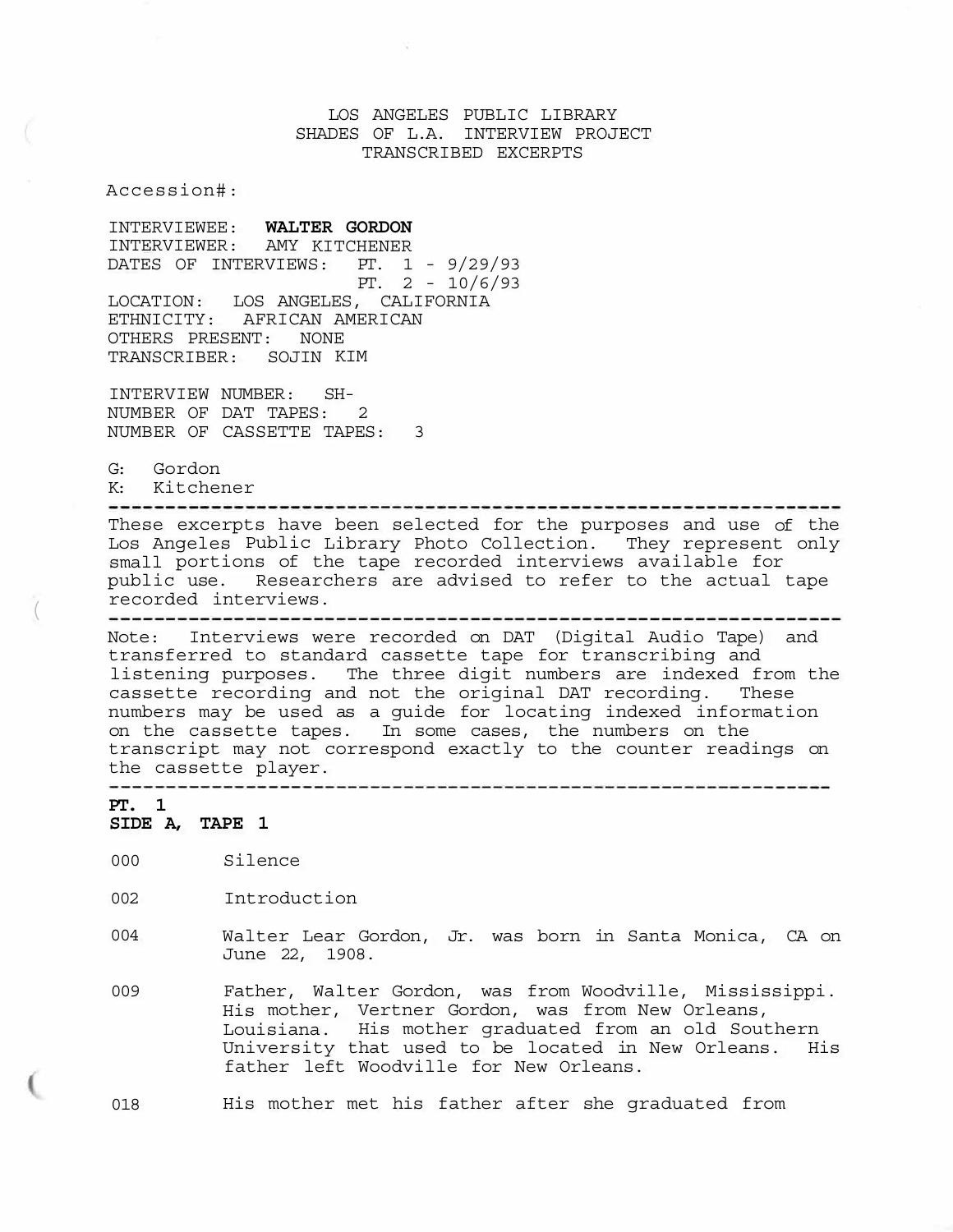# LOS ANGELES PUBLIC LIBRARY
## SHADES OF L.A. INTERVIEW PROJECT
### TRANSCRIBED EXCERPTS

Accession#:

INTERVIEWEE: **WALTER GORDON**
INTERVIEWER: AMY KITCHENER
DATES OF INTERVIEWS: PT. 1 - 9/29/93
PT. 2 - 10/6/93
LOCATION: LOS ANGELES, CALIFORNIA
ETHNICITY: AFRICAN AMERICAN
OTHERS PRESENT: NONE
TRANSCRIBER: SOJIN KIM

INTERVIEW NUMBER: SH-
NUMBER OF DAT TAPES: 2
NUMBER OF CASSETTE TAPES: 3

G: Gordon
K: Kitchener

---

These excerpts have been selected for the purposes and use of the Los Angeles Public Library Photo Collection. They represent only small portions of the tape recorded interviews available for public use. Researchers are advised to refer to the actual tape recorded interviews.

---

Note: Interviews were recorded on DAT (Digital Audio Tape) and transferred to standard cassette tape for transcribing and listening purposes. The three digit numbers are indexed from the cassette recording and not the original DAT recording. These numbers may be used as a guide for locating indexed information on the cassette tapes. In some cases, the numbers on the transcript may not correspond exactly to the counter readings on the cassette player.

---

**PT. 1**
**SIDE A, TAPE 1**

000 Silence

002 Introduction

004 Walter Lear Gordon, Jr. was born in Santa Monica, CA on June 22, 1908.

009 Father, Walter Gordon, was from Woodville, Mississippi. His mother, Vertner Gordon, was from New Orleans, Louisiana. His mother graduated from an old Southern University that used to be located in New Orleans. His father left Woodville for New Orleans.

018 His mother met his father after she graduated from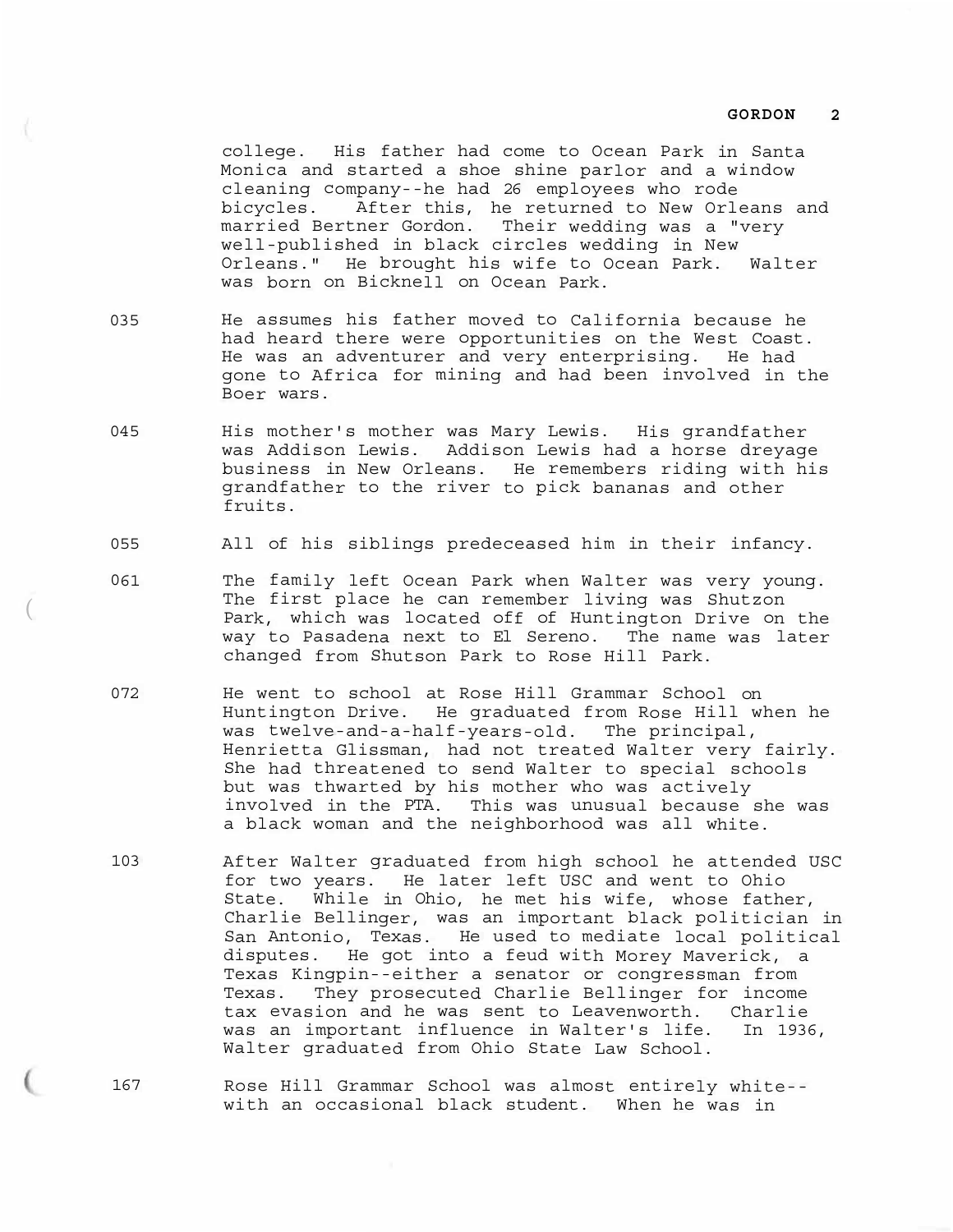college. His father had come to Ocean Park in Santa Monica and started a shoe shine parlor and a window cleaning company--he had 26 employees who rode bicycles. After this, he returned to New Orleans and married Bertner Gordon. Their wedding was a "very well-published in black circles wedding in New Orleans." He brought his wife to Ocean Park. Walter was born on Bicknell on Ocean Park.

035 He assumes his father moved to California because he had heard there were opportunities on the West Coast. He was an adventurer and very enterprising. He had gone to Africa for mining and had been involved in the Boer wars.

045 His mother's mother was Mary Lewis. His grandfather was Addison Lewis. Addison Lewis had a horse dreyage business in New Orleans. He remembers riding with his grandfather to the river to pick bananas and other fruits.

055 All of his siblings predeceased him in their infancy.

061 The family left Ocean Park when Walter was very young. The first place he can remember living was Shutzon Park, which was located off of Huntington Drive on the way to Pasadena next to El Sereno. The name was later changed from Shutson Park to Rose Hill Park.

072 He went to school at Rose Hill Grammar School on Huntington Drive. He graduated from Rose Hill when he was twelve-and-a-half-years-old. The principal, Henrietta Glissman, had not treated Walter very fairly. She had threatened to send Walter to special schools but was thwarted by his mother who was actively involved in the PTA. This was unusual because she was a black woman and the neighborhood was all white.

103 After Walter graduated from high school he attended USC for two years. He later left USC and went to Ohio State. While in Ohio, he met his wife, whose father, Charlie Bellinger, was an important black politician in San Antonio, Texas. He used to mediate local political disputes. He got into a feud with Morey Maverick, a Texas Kingpin--either a senator or congressman from Texas. They prosecuted Charlie Bellinger for income tax evasion and he was sent to Leavenworth. Charlie was an important influence in Walter's life. In 1936, Walter graduated from Ohio State Law School.

167 Rose Hill Grammar School was almost entirely white--with an occasional black student. When he was in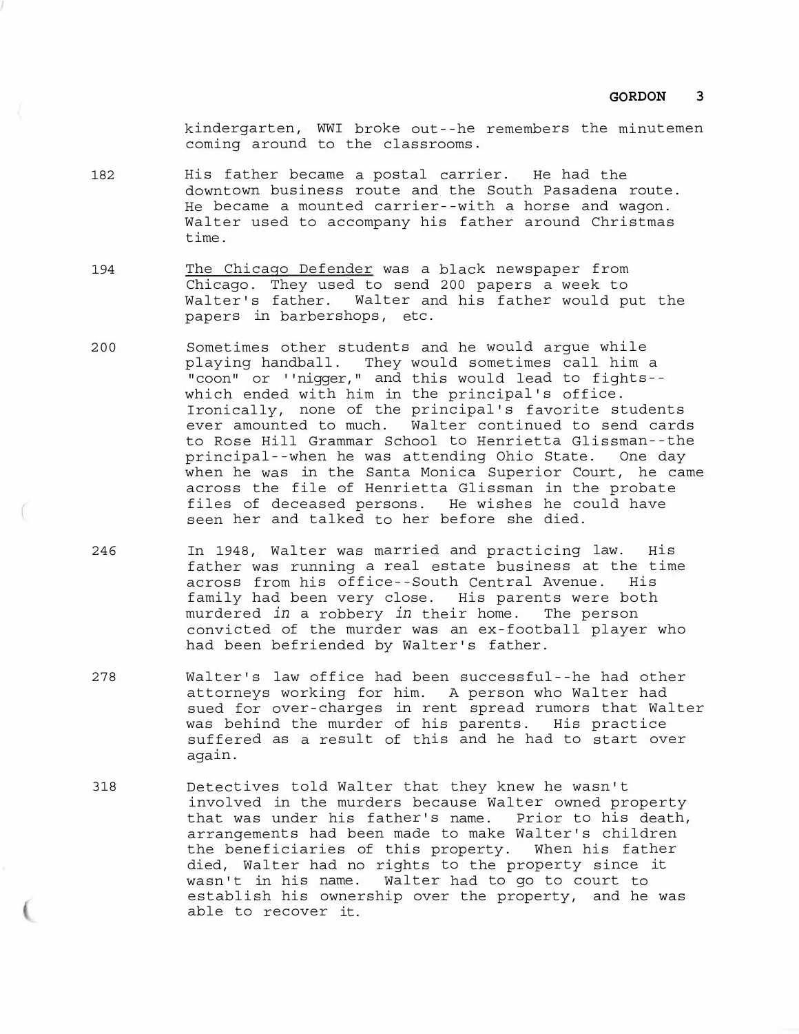kindergarten, WWI broke out--he remembers the minutemen coming around to the classrooms.

182 His father became a postal carrier. He had the downtown business route and the South Pasadena route. He became a mounted carrier--with a horse and wagon. Walter used to accompany his father around Christmas time.

194 The Chicago Defender was a black newspaper from Chicago. They used to send 200 papers a week to Walter's father. Walter and his father would put the papers in barbershops, etc.

200 Sometimes other students and he would argue while playing handball. They would sometimes call him a "coon" or ''nigger," and this would lead to fights--which ended with him in the principal's office. Ironically, none of the principal's favorite students ever amounted to much. Walter continued to send cards to Rose Hill Grammar School to Henrietta Glissman--the principal--when he was attending Ohio State. One day when he was in the Santa Monica Superior Court, he came across the file of Henrietta Glissman in the probate files of deceased persons. He wishes he could have seen her and talked to her before she died.

246 In 1948, Walter was married and practicing law. His father was running a real estate business at the time across from his office--South Central Avenue. His family had been very close. His parents were both murdered *in* a robbery *in* their home. The person convicted of the murder was an ex-football player who had been befriended by Walter's father.

278 Walter's law office had been successful--he had other attorneys working for him. A person who Walter had sued for over-charges in rent spread rumors that Walter was behind the murder of his parents. His practice suffered as a result of this and he had to start over again.

318 Detectives told Walter that they knew he wasn't involved in the murders because Walter owned property that was under his father's name. Prior to his death, arrangements had been made to make Walter's children the beneficiaries of this property. When his father died, Walter had no rights to the property since it wasn't in his name. Walter had to go to court to establish his ownership over the property, and he was able to recover it.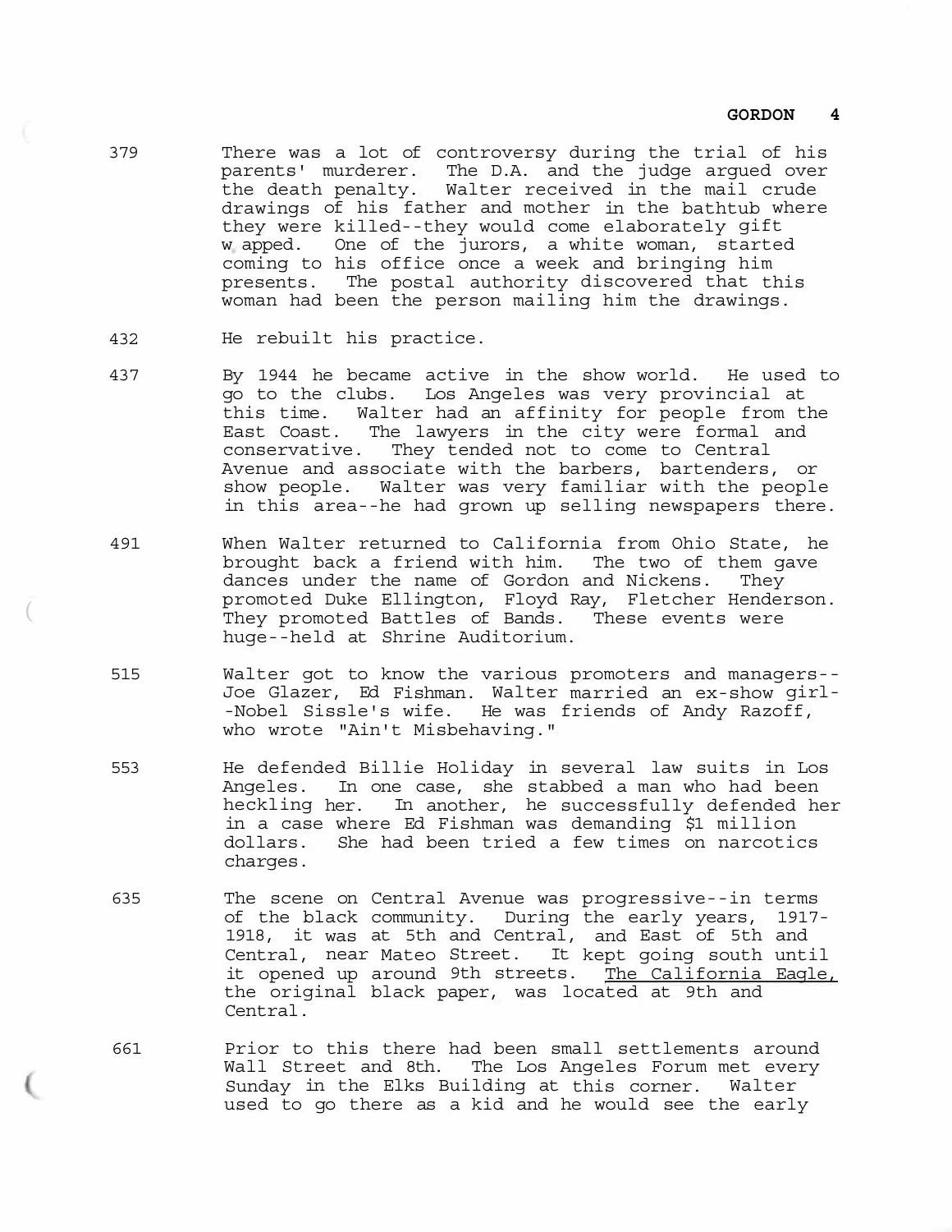379 There was a lot of controversy during the trial of his parents' murderer. The D.A. and the judge argued over the death penalty. Walter received in the mail crude drawings of his father and mother in the bathtub where they were killed--they would come elaborately gift wrapped. One of the jurors, a white woman, started coming to his office once a week and bringing him presents. The postal authority discovered that this woman had been the person mailing him the drawings.

432 He rebuilt his practice.

437 By 1944 he became active in the show world. He used to go to the clubs. Los Angeles was very provincial at this time. Walter had an affinity for people from the East Coast. The lawyers in the city were formal and conservative. They tended not to come to Central Avenue and associate with the barbers, bartenders, or show people. Walter was very familiar with the people in this area--he had grown up selling newspapers there.

491 When Walter returned to California from Ohio State, he brought back a friend with him. The two of them gave dances under the name of Gordon and Nickens. They promoted Duke Ellington, Floyd Ray, Fletcher Henderson. They promoted Battles of Bands. These events were huge--held at Shrine Auditorium.

515 Walter got to know the various promoters and managers--Joe Glazer, Ed Fishman. Walter married an ex-show girl--Nobel Sissle's wife. He was friends of Andy Razoff, who wrote "Ain't Misbehaving."

553 He defended Billie Holiday in several law suits in Los Angeles. In one case, she stabbed a man who had been heckling her. In another, he successfully defended her in a case where Ed Fishman was demanding $1 million dollars. She had been tried a few times on narcotics charges.

635 The scene on Central Avenue was progressive--in terms of the black community. During the early years, 1917-1918, it was at 5th and Central, and East of 5th and Central, near Mateo Street. It kept going south until it opened up around 9th streets. <u>The California Eagle,</u> the original black paper, was located at 9th and Central.

661 Prior to this there had been small settlements around Wall Street and 8th. The Los Angeles Forum met every Sunday in the Elks Building at this corner. Walter used to go there as a kid and he would see the early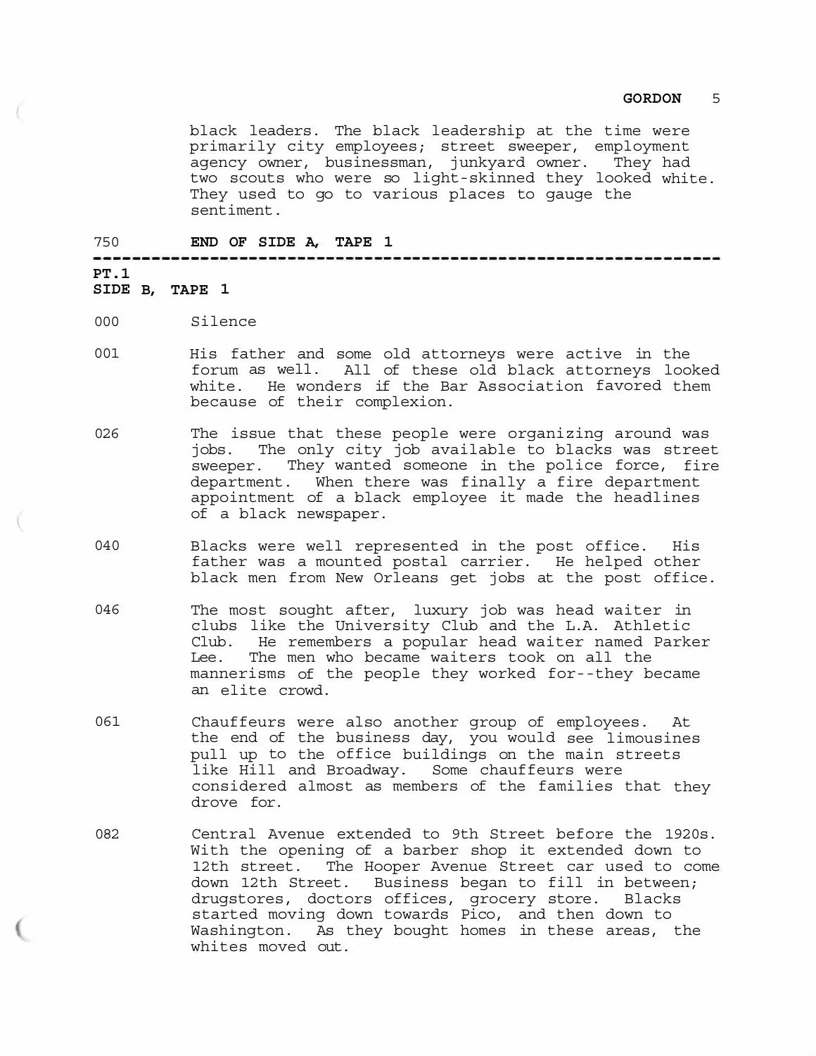black leaders. The black leadership at the time were primarily city employees; street sweeper, employment agency owner, businessman, junkyard owner. They had two scouts who were so light-skinned they looked white. They used to go to various places to gauge the sentiment.

750 **END OF SIDE A, TAPE 1**

---

**PT.1**
**SIDE B, TAPE 1**

000 Silence

001 His father and some old attorneys were active in the forum as well. All of these old black attorneys looked white. He wonders if the Bar Association favored them because of their complexion.

026 The issue that these people were organizing around was jobs. The only city job available to blacks was street sweeper. They wanted someone in the police force, fire department. When there was finally a fire department appointment of a black employee it made the headlines of a black newspaper.

040 Blacks were well represented in the post office. His father was a mounted postal carrier. He helped other black men from New Orleans get jobs at the post office.

046 The most sought after, luxury job was head waiter in clubs like the University Club and the L.A. Athletic Club. He remembers a popular head waiter named Parker Lee. The men who became waiters took on all the mannerisms of the people they worked for--they became an elite crowd.

061 Chauffeurs were also another group of employees. At the end of the business day, you would see limousines pull up to the office buildings on the main streets like Hill and Broadway. Some chauffeurs were considered almost as members of the families that they drove for.

082 Central Avenue extended to 9th Street before the 1920s. With the opening of a barber shop it extended down to 12th street. The Hooper Avenue Street car used to come down 12th Street. Business began to fill in between; drugstores, doctors offices, grocery store. Blacks started moving down towards Pico, and then down to Washington. As they bought homes in these areas, the whites moved out.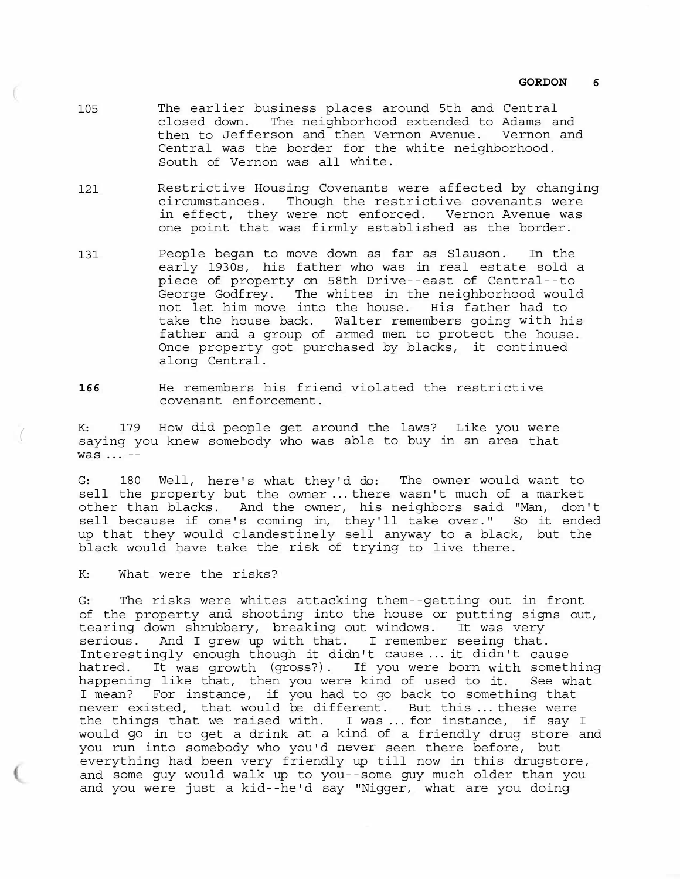105 The earlier business places around 5th and Central closed down. The neighborhood extended to Adams and then to Jefferson and then Vernon Avenue. Vernon and Central was the border for the white neighborhood. South of Vernon was all white.

121 Restrictive Housing Covenants were affected by changing circumstances. Though the restrictive covenants were in effect, they were not enforced. Vernon Avenue was one point that was firmly established as the border.

131 People began to move down as far as Slauson. In the early 1930s, his father who was in real estate sold a piece of property on 58th Drive--east of Central--to George Godfrey. The whites in the neighborhood would not let him move into the house. His father had to take the house back. Walter remembers going with his father and a group of armed men to protect the house. Once property got purchased by blacks, it continued along Central.

**166** He remembers his friend violated the restrictive covenant enforcement.

K: 179 How did people get around the laws? Like you were saying you knew somebody who was able to buy in an area that was ... --

G: 180 Well, here's what they'd do: The owner would want to sell the property but the owner ... there wasn't much of a market other than blacks. And the owner, his neighbors said "Man, don't sell because if one's coming in, they'll take over." So it ended up that they would clandestinely sell anyway to a black, but the black would have take the risk of trying to live there.

K: What were the risks?

G: The risks were whites attacking them--getting out in front of the property and shooting into the house or putting signs out, tearing down shrubbery, breaking out windows. It was very serious. And I grew up with that. I remember seeing that. Interestingly enough though it didn't cause ... it didn't cause hatred. It was growth (gross?). If you were born with something happening like that, then you were kind of used to it. See what I mean? For instance, if you had to go back to something that never existed, that would be different. But this ... these were the things that we raised with. I was ... for instance, if say I would go in to get a drink at a kind of a friendly drug store and you run into somebody who you'd never seen there before, but everything had been very friendly up till now in this drugstore, and some guy would walk up to you--some guy much older than you and you were just a kid--he'd say "Nigger, what are you doing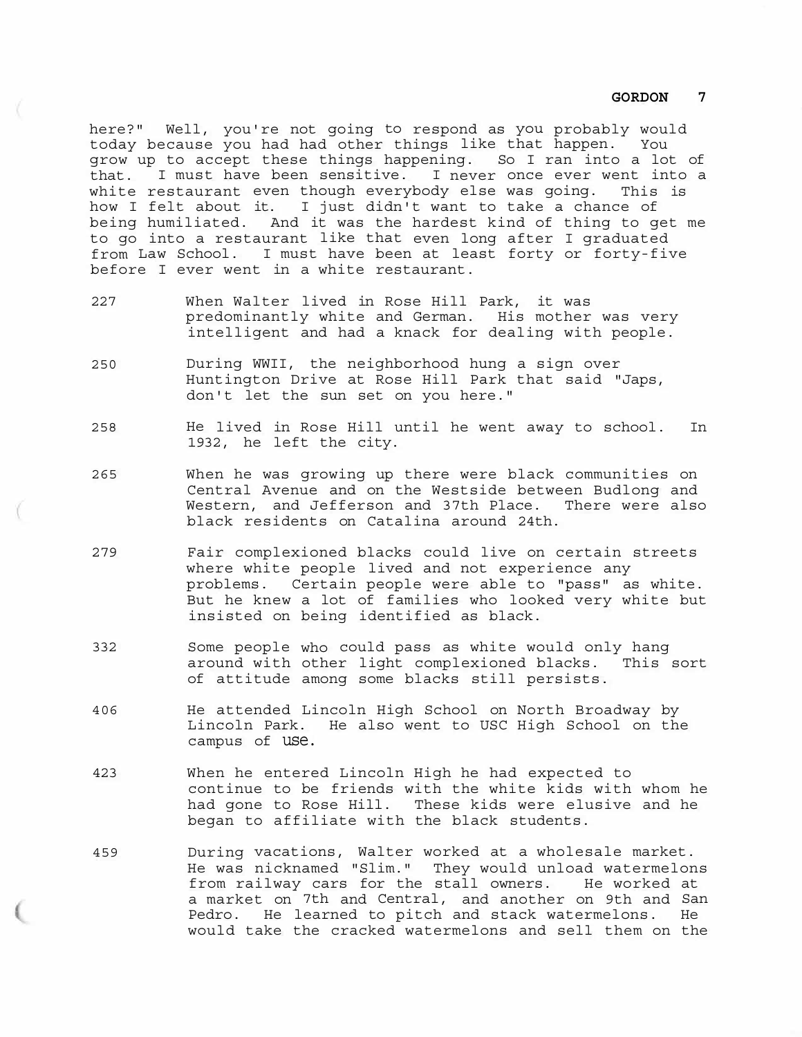here?" Well, you're not going to respond as you probably would today because you had had other things like that happen. You grow up to accept these things happening. So I ran into a lot of that. I must have been sensitive. I never once ever went into a white restaurant even though everybody else was going. This is how I felt about it. I just didn't want to take a chance of being humiliated. And it was the hardest kind of thing to get me to go into a restaurant like that even long after I graduated from Law School. I must have been at least forty or forty-five before I ever went in a white restaurant.

227 When Walter lived in Rose Hill Park, it was predominantly white and German. His mother was very intelligent and had a knack for dealing with people.

250 During WWII, the neighborhood hung a sign over Huntington Drive at Rose Hill Park that said "Japs, don't let the sun set on you here."

258 He lived in Rose Hill until he went away to school. In 1932, he left the city.

265 When he was growing up there were black communities on Central Avenue and on the Westside between Budlong and Western, and Jefferson and 37th Place. There were also black residents on Catalina around 24th.

279 Fair complexioned blacks could live on certain streets where white people lived and not experience any problems. Certain people were able to "pass" as white. But he knew a lot of families who looked very white but insisted on being identified as black.

332 Some people who could pass as white would only hang around with other light complexioned blacks. This sort of attitude among some blacks still persists.

406 He attended Lincoln High School on North Broadway by Lincoln Park. He also went to USC High School on the campus of USC.

423 When he entered Lincoln High he had expected to continue to be friends with the white kids with whom he had gone to Rose Hill. These kids were elusive and he began to affiliate with the black students.

459 During vacations, Walter worked at a wholesale market. He was nicknamed "Slim." They would unload watermelons from railway cars for the stall owners. He worked at a market on 7th and Central, and another on 9th and San Pedro. He learned to pitch and stack watermelons. He would take the cracked watermelons and sell them on the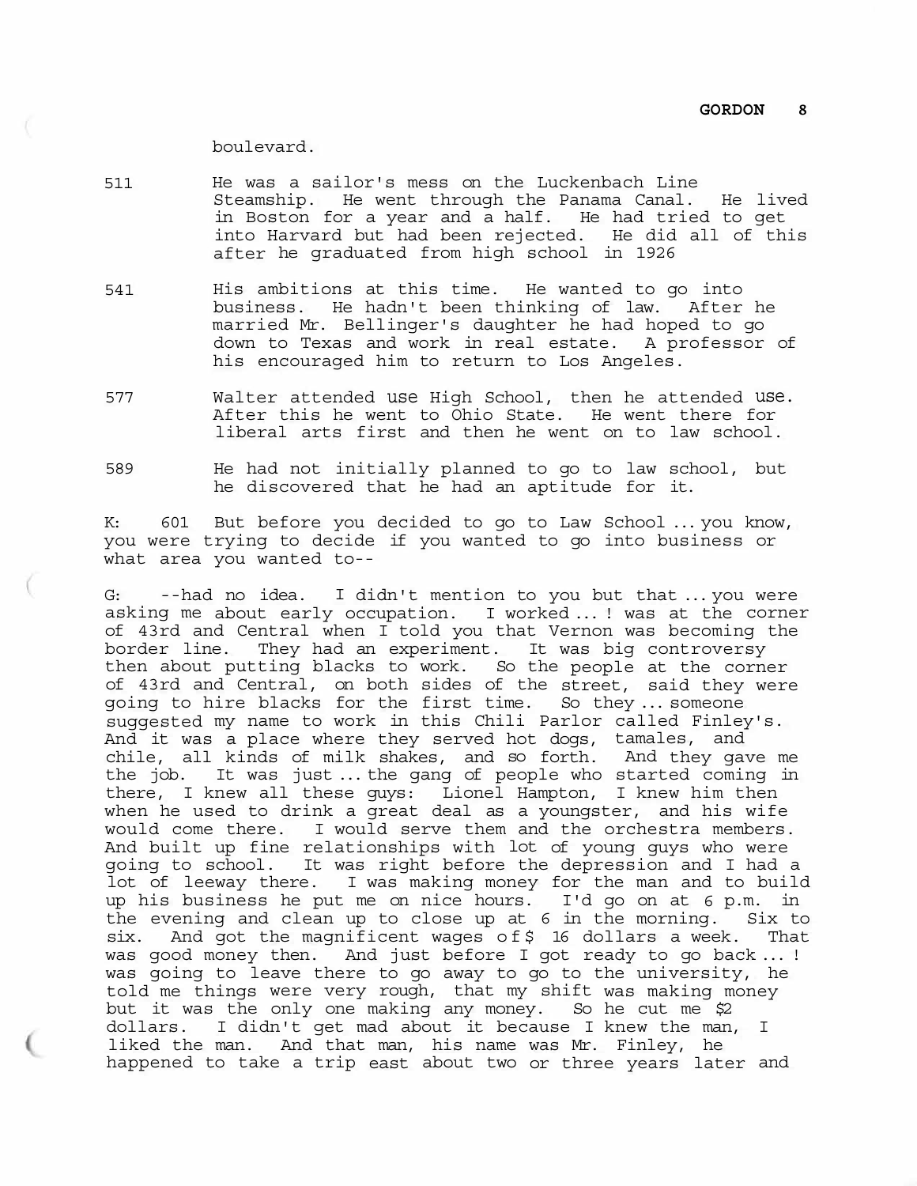boulevard.

511 He was a sailor's mess on the Luckenbach Line Steamship. He went through the Panama Canal. He lived in Boston for a year and a half. He had tried to get into Harvard but had been rejected. He did all of this after he graduated from high school in 1926

541 His ambitions at this time. He wanted to go into business. He hadn't been thinking of law. After he married Mr. Bellinger's daughter he had hoped to go down to Texas and work in real estate. A professor of his encouraged him to return to Los Angeles.

577 Walter attended use High School, then he attended use. After this he went to Ohio State. He went there for liberal arts first and then he went on to law school.

589 He had not initially planned to go to law school, but he discovered that he had an aptitude for it.

K: 601 But before you decided to go to Law School ... you know, you were trying to decide if you wanted to go into business or what area you wanted to--

G: --had no idea. I didn't mention to you but that ... you were asking me about early occupation. I worked ... ! was at the corner of 43rd and Central when I told you that Vernon was becoming the border line. They had an experiment. It was big controversy then about putting blacks to work. So the people at the corner of 43rd and Central, on both sides of the street, said they were going to hire blacks for the first time. So they ... someone suggested my name to work in this Chili Parlor called Finley's. And it was a place where they served hot dogs, tamales, and chile, all kinds of milk shakes, and so forth. And they gave me the job. It was just ... the gang of people who started coming in there, I knew all these guys: Lionel Hampton, I knew him then when he used to drink a great deal as a youngster, and his wife would come there. I would serve them and the orchestra members. And built up fine relationships with lot of young guys who were going to school. It was right before the depression and I had a lot of leeway there. I was making money for the man and to build up his business he put me on nice hours. I'd go on at 6 p.m. in the evening and clean up to close up at 6 in the morning. Six to six. And got the magnificent wages of $ 16 dollars a week. That was good money then. And just before I got ready to go back ... ! was going to leave there to go away to go to the university, he told me things were very rough, that my shift was making money but it was the only one making any money. So he cut me $2 dollars. I didn't get mad about it because I knew the man, I liked the man. And that man, his name was Mr. Finley, he happened to take a trip east about two or three years later and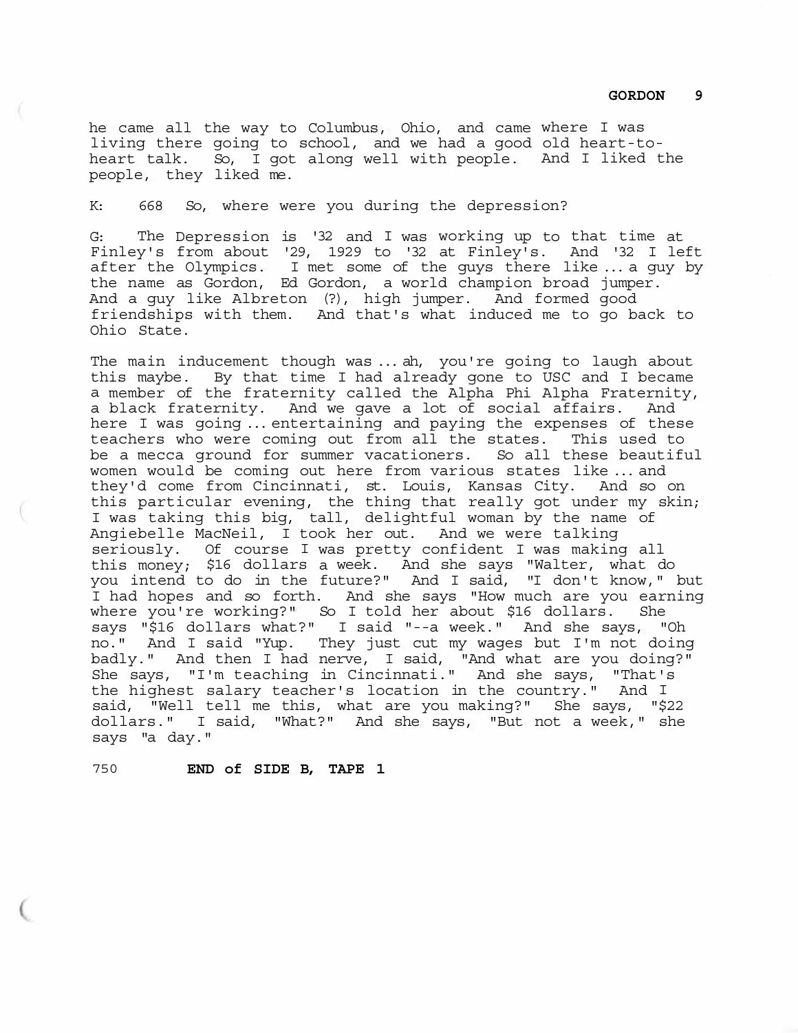he came all the way to Columbus, Ohio, and came where I was living there going to school, and we had a good old heart-to-heart talk. So, I got along well with people. And I liked the people, they liked me.

K: 668 So, where were you during the depression?

G: The Depression is '32 and I was working up to that time at Finley's from about '29, 1929 to '32 at Finley's. And '32 I left after the Olympics. I met some of the guys there like ... a guy by the name as Gordon, Ed Gordon, a world champion broad jumper. And a guy like Albreton (?), high jumper. And formed good friendships with them. And that's what induced me to go back to Ohio State.

The main inducement though was ... ah, you're going to laugh about this maybe. By that time I had already gone to USC and I became a member of the fraternity called the Alpha Phi Alpha Fraternity, a black fraternity. And we gave a lot of social affairs. And here I was going ... entertaining and paying the expenses of these teachers who were coming out from all the states. This used to be a mecca ground for summer vacationers. So all these beautiful women would be coming out here from various states like ... and they'd come from Cincinnati, st. Louis, Kansas City. And so on this particular evening, the thing that really got under my skin; I was taking this big, tall, delightful woman by the name of Angiebelle MacNeil, I took her out. And we were talking seriously. Of course I was pretty confident I was making all this money; $16 dollars a week. And she says "Walter, what do you intend to do in the future?" And I said, "I don't know," but I had hopes and so forth. And she says "How much are you earning where you're working?" So I told her about $16 dollars. She says "$16 dollars what?" I said "--a week." And she says, "Oh no." And I said "Yup. They just cut my wages but I'm not doing badly." And then I had nerve, I said, "And what are you doing?" She says, "I'm teaching in Cincinnati." And she says, "That's the highest salary teacher's location in the country." And I said, "Well tell me this, what are you making?" She says, "$22 dollars." I said, "What?" And she says, "But not a week," she says "a day."

750 **END of SIDE B, TAPE 1**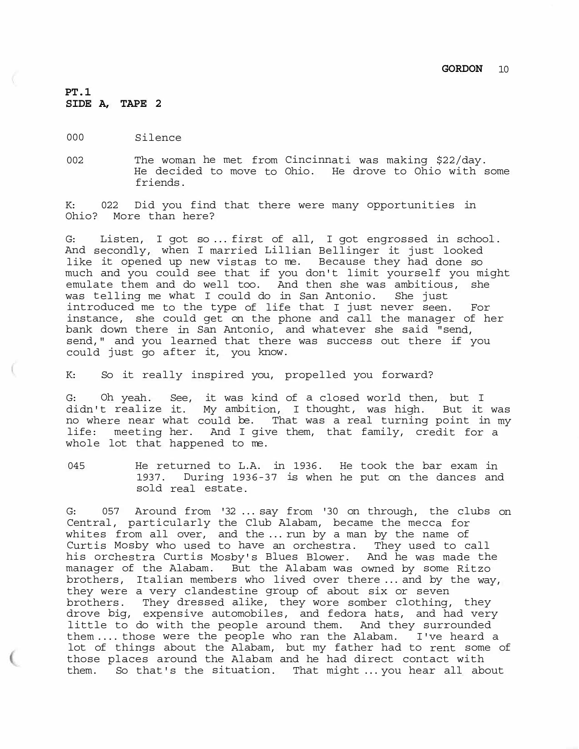**PT.1**
**SIDE A, TAPE 2**

000 Silence

002 The woman he met from Cincinnati was making $22/day. He decided to move to Ohio. He drove to Ohio with some friends.

K: 022 Did you find that there were many opportunities in Ohio? More than here?

G: Listen, I got so ... first of all, I got engrossed in school. And secondly, when I married Lillian Bellinger it just looked like it opened up new vistas to me. Because they had done so much and you could see that if you don't limit yourself you might emulate them and do well too. And then she was ambitious, she was telling me what I could do in San Antonio. She just introduced me to the type of life that I just never seen. For instance, she could get on the phone and call the manager of her bank down there in San Antonio, and whatever she said "send, send," and you learned that there was success out there if you could just go after it, you know.

K: So it really inspired you, propelled you forward?

G: Oh yeah. See, it was kind of a closed world then, but I didn't realize it. My ambition, I thought, was high. But it was no where near what could be. That was a real turning point in my life: meeting her. And I give them, that family, credit for a whole lot that happened to me.

045 He returned to L.A. in 1936. He took the bar exam in 1937. During 1936-37 is when he put on the dances and sold real estate.

G: 057 Around from '32 ... say from '30 on through, the clubs on Central, particularly the Club Alabam, became the mecca for whites from all over, and the ... run by a man by the name of Curtis Mosby who used to have an orchestra. They used to call his orchestra Curtis Mosby's Blues Blower. And he was made the manager of the Alabam. But the Alabam was owned by some Ritzo brothers, Italian members who lived over there ... and by the way, they were a very clandestine group of about six or seven brothers. They dressed alike, they wore somber clothing, they drove big, expensive automobiles, and fedora hats, and had very little to do with the people around them. And they surrounded them .... those were the people who ran the Alabam. I've heard a lot of things about the Alabam, but my father had to rent some of those places around the Alabam and he had direct contact with them. So that's the situation. That might ... you hear all about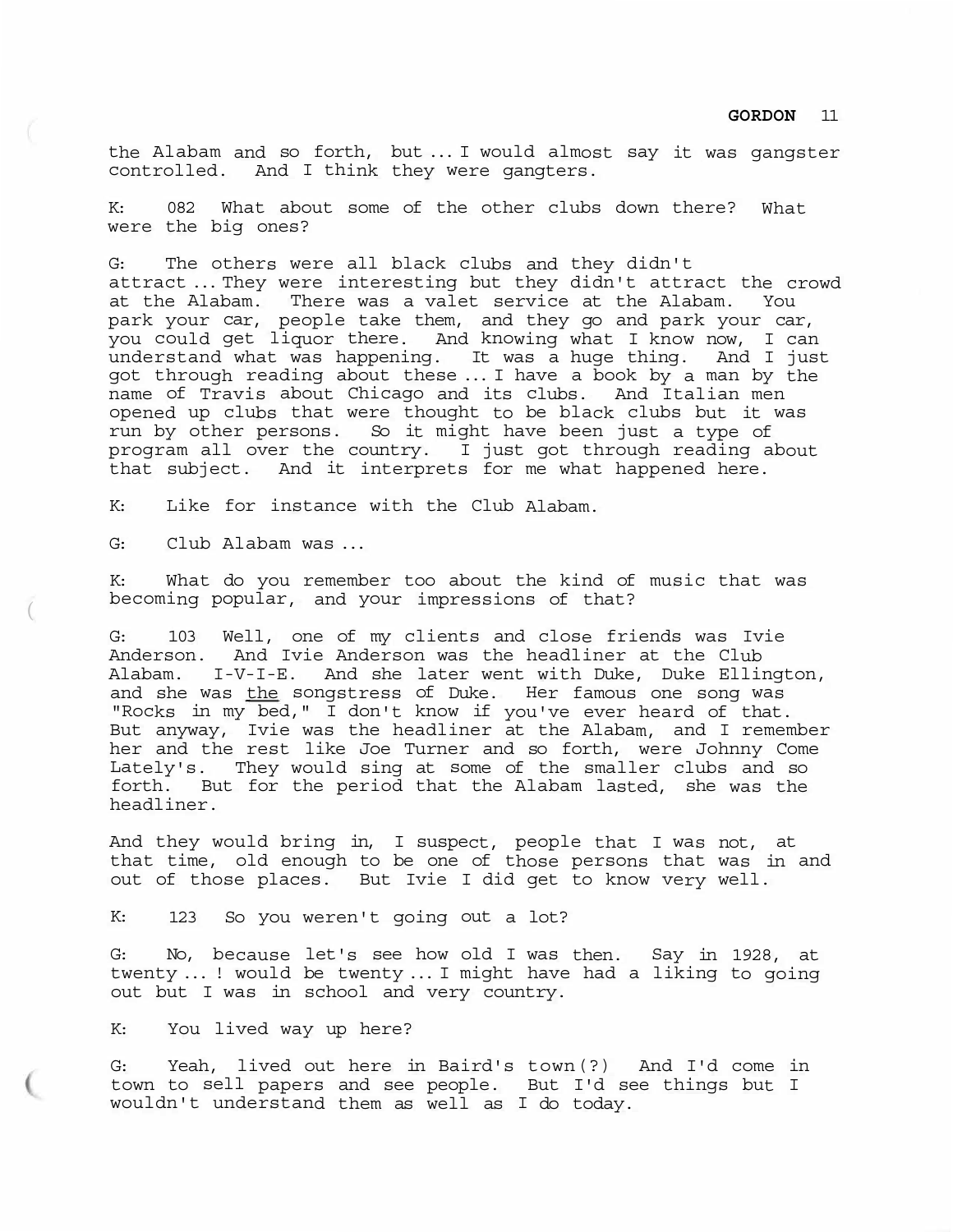the Alabam and so forth, but ... I would almost say it was gangster controlled. And I think they were gangters.

K: 082 What about some of the other clubs down there? What were the big ones?

G: The others were all black clubs and they didn't attract ... They were interesting but they didn't attract the crowd at the Alabam. There was a valet service at the Alabam. You park your car, people take them, and they go and park your car, you could get liquor there. And knowing what I know now, I can understand what was happening. It was a huge thing. And I just got through reading about these ... I have a book by a man by the name of Travis about Chicago and its clubs. And Italian men opened up clubs that were thought to be black clubs but it was run by other persons. So it might have been just a type of program all over the country. I just got through reading about that subject. And it interprets for me what happened here.

K: Like for instance with the Club Alabam.

G: Club Alabam was ...

K: What do you remember too about the kind of music that was becoming popular, and your impressions of that?

G: 103 Well, one of my clients and close friends was Ivie Anderson. And Ivie Anderson was the headliner at the Club Alabam. I-V-I-E. And she later went with Duke, Duke Ellington, and she was <u>the</u> songstress of Duke. Her famous one song was "Rocks in my bed," I don't know if you've ever heard of that. But anyway, Ivie was the headliner at the Alabam, and I remember her and the rest like Joe Turner and so forth, were Johnny Come Lately's. They would sing at some of the smaller clubs and so forth. But for the period that the Alabam lasted, she was the headliner.

And they would bring in, I suspect, people that I was not, at that time, old enough to be one of those persons that was in and out of those places. But Ivie I did get to know very well.

K: 123 So you weren't going out a lot?

G: No, because let's see how old I was then. Say in 1928, at twenty ... ! would be twenty ... I might have had a liking to going out but I was in school and very country.

K: You lived way up here?

G: Yeah, lived out here in Baird's town(?) And I'd come in town to sell papers and see people. But I'd see things but I wouldn't understand them as well as I do today.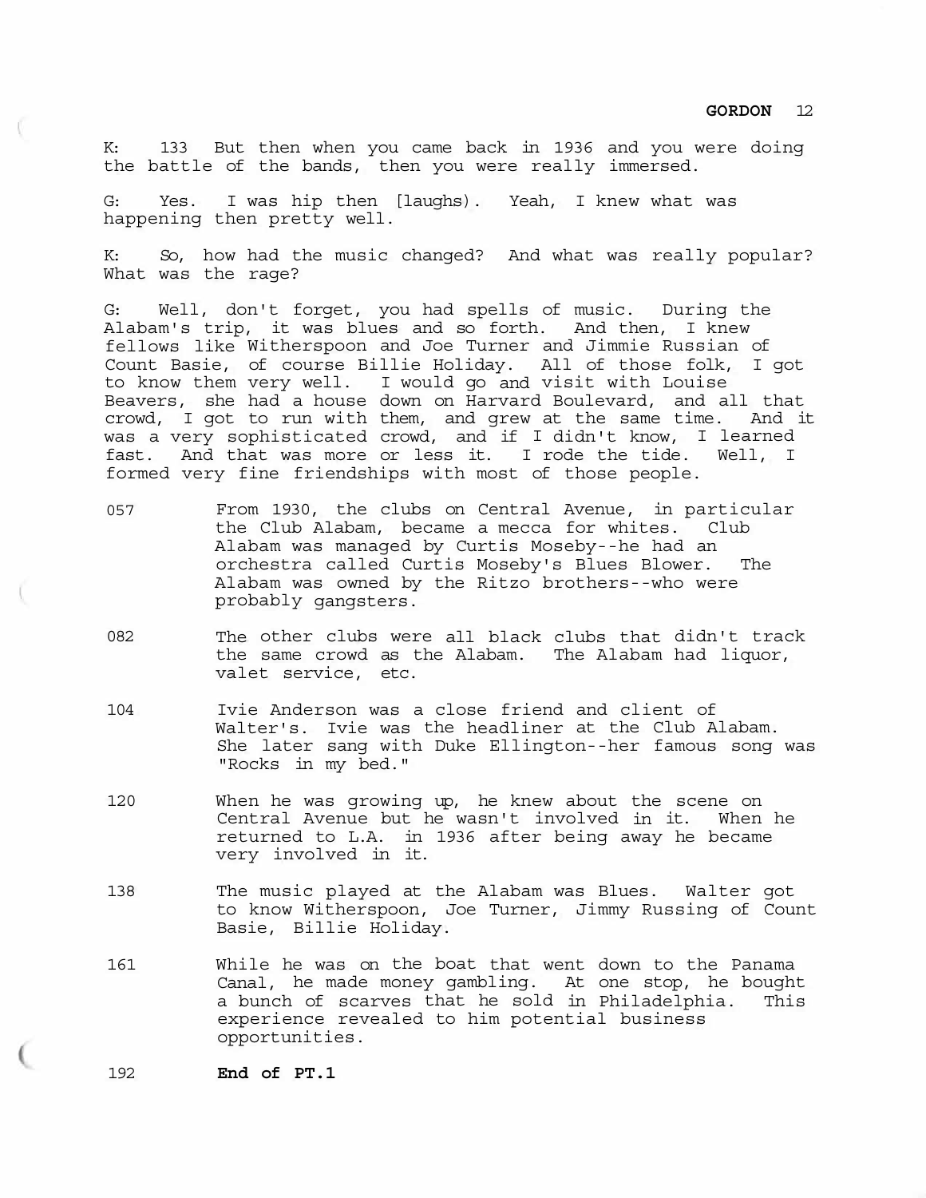K: 133 But then when you came back in 1936 and you were doing the battle of the bands, then you were really immersed.

G: Yes. I was hip then [laughs). Yeah, I knew what was happening then pretty well.

K: So, how had the music changed? And what was really popular? What was the rage?

G: Well, don't forget, you had spells of music. During the Alabam's trip, it was blues and so forth. And then, I knew fellows like Witherspoon and Joe Turner and Jimmie Russian of Count Basie, of course Billie Holiday. All of those folk, I got to know them very well. I would go and visit with Louise Beavers, she had a house down on Harvard Boulevard, and all that crowd, I got to run with them, and grew at the same time. And it was a very sophisticated crowd, and if I didn't know, I learned fast. And that was more or less it. I rode the tide. Well, I formed very fine friendships with most of those people.

057 From 1930, the clubs on Central Avenue, in particular the Club Alabam, became a mecca for whites. Club Alabam was managed by Curtis Moseby--he had an orchestra called Curtis Moseby's Blues Blower. The Alabam was owned by the Ritzo brothers--who were probably gangsters.

082 The other clubs were all black clubs that didn't track the same crowd as the Alabam. The Alabam had liquor, valet service, etc.

104 Ivie Anderson was a close friend and client of Walter's. Ivie was the headliner at the Club Alabam. She later sang with Duke Ellington--her famous song was "Rocks in my bed."

120 When he was growing up, he knew about the scene on Central Avenue but he wasn't involved in it. When he returned to L.A. in 1936 after being away he became very involved in it.

138 The music played at the Alabam was Blues. Walter got to know Witherspoon, Joe Turner, Jimmy Russing of Count Basie, Billie Holiday.

161 While he was on the boat that went down to the Panama Canal, he made money gambling. At one stop, he bought a bunch of scarves that he sold in Philadelphia. This experience revealed to him potential business opportunities.

192 **End of PT.1**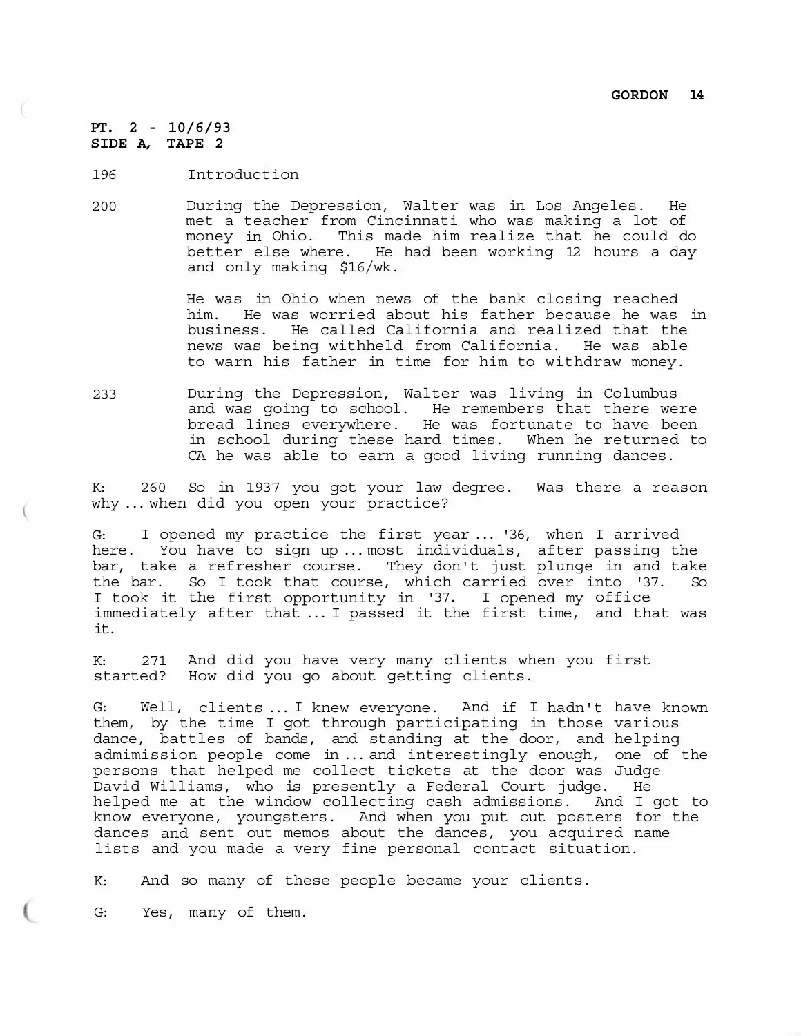**PT. 2 - 10/6/93**
**SIDE A, TAPE 2**

196 Introduction

200 During the Depression, Walter was in Los Angeles. He met a teacher from Cincinnati who was making a lot of money in Ohio. This made him realize that he could do better else where. He had been working 12 hours a day and only making $16/wk.

He was in Ohio when news of the bank closing reached him. He was worried about his father because he was in business. He called California and realized that the news was being withheld from California. He was able to warn his father in time for him to withdraw money.

233 During the Depression, Walter was living in Columbus and was going to school. He remembers that there were bread lines everywhere. He was fortunate to have been in school during these hard times. When he returned to CA he was able to earn a good living running dances.

K: 260 So in 1937 you got your law degree. Was there a reason why ... when did you open your practice?

G: I opened my practice the first year ... '36, when I arrived here. You have to sign up ... most individuals, after passing the bar, take a refresher course. They don't just plunge in and take the bar. So I took that course, which carried over into '37. So I took it the first opportunity in '37. I opened my office immediately after that ... I passed it the first time, and that was it.

K: 271 And did you have very many clients when you first started? How did you go about getting clients.

G: Well, clients ... I knew everyone. And if I hadn't have known them, by the time I got through participating in those various dance, battles of bands, and standing at the door, and helping admimission people come in ... and interestingly enough, one of the persons that helped me collect tickets at the door was Judge David Williams, who is presently a Federal Court judge. He helped me at the window collecting cash admissions. And I got to know everyone, youngsters. And when you put out posters for the dances and sent out memos about the dances, you acquired name lists and you made a very fine personal contact situation.

K: And so many of these people became your clients.

G: Yes, many of them.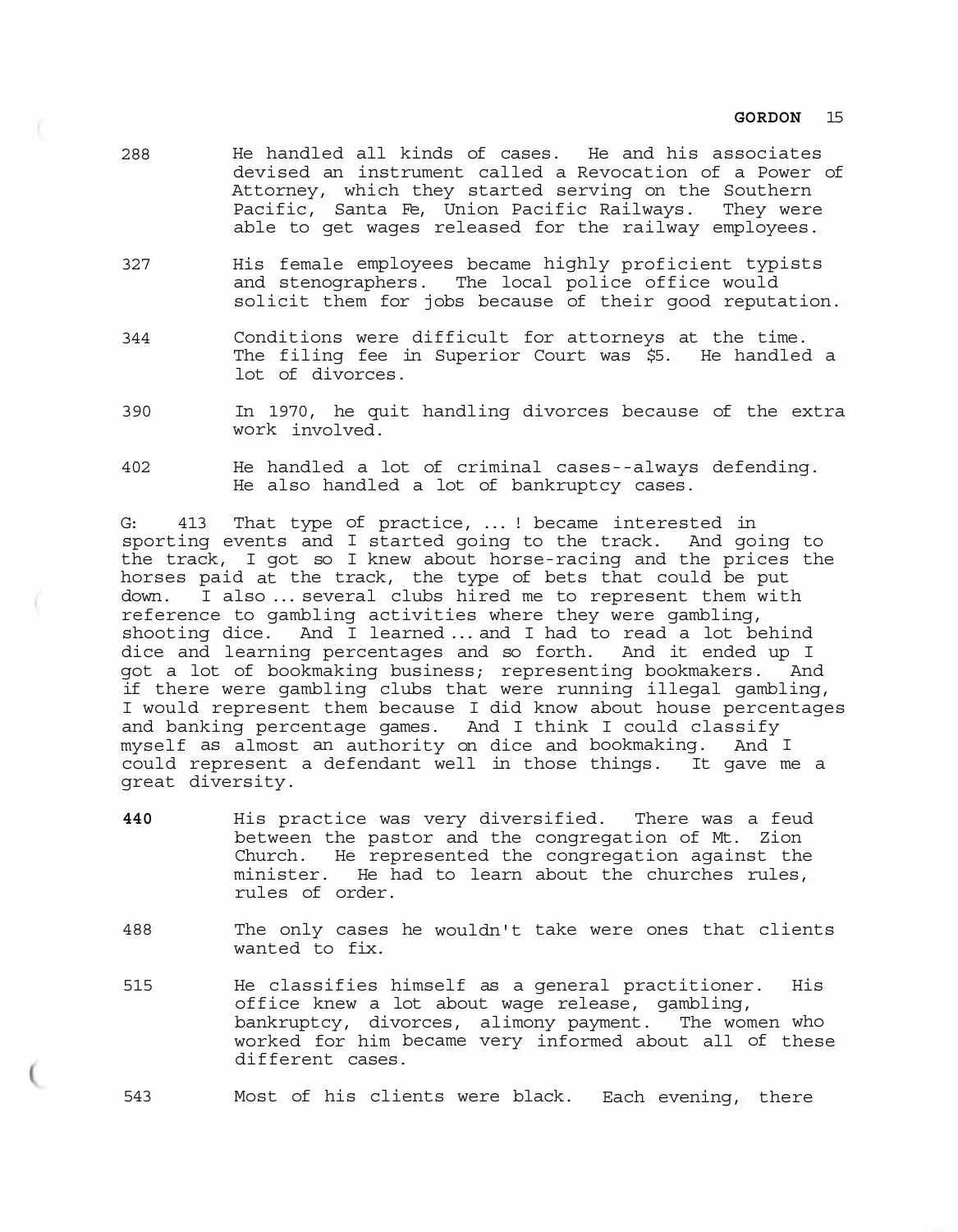288 He handled all kinds of cases. He and his associates devised an instrument called a Revocation of a Power of Attorney, which they started serving on the Southern Pacific, Santa Fe, Union Pacific Railways. They were able to get wages released for the railway employees.

327 His female employees became highly proficient typists and stenographers. The local police office would solicit them for jobs because of their good reputation.

344 Conditions were difficult for attorneys at the time. The filing fee in Superior Court was $5. He handled a lot of divorces.

390 In 1970, he quit handling divorces because of the extra work involved.

402 He handled a lot of criminal cases--always defending. He also handled a lot of bankruptcy cases.

G: 413 That type of practice, ... ! became interested in sporting events and I started going to the track. And going to the track, I got so I knew about horse-racing and the prices the horses paid at the track, the type of bets that could be put down. I also ... several clubs hired me to represent them with reference to gambling activities where they were gambling, shooting dice. And I learned ... and I had to read a lot behind dice and learning percentages and so forth. And it ended up I got a lot of bookmaking business; representing bookmakers. And if there were gambling clubs that were running illegal gambling, I would represent them because I did know about house percentages and banking percentage games. And I think I could classify myself as almost an authority on dice and bookmaking. And I could represent a defendant well in those things. It gave me a great diversity.

**440** His practice was very diversified. There was a feud between the pastor and the congregation of Mt. Zion Church. He represented the congregation against the minister. He had to learn about the churches rules, rules of order.

488 The only cases he wouldn't take were ones that clients wanted to fix.

515 He classifies himself as a general practitioner. His office knew a lot about wage release, gambling, bankruptcy, divorces, alimony payment. The women who worked for him became very informed about all of these different cases.

543 Most of his clients were black. Each evening, there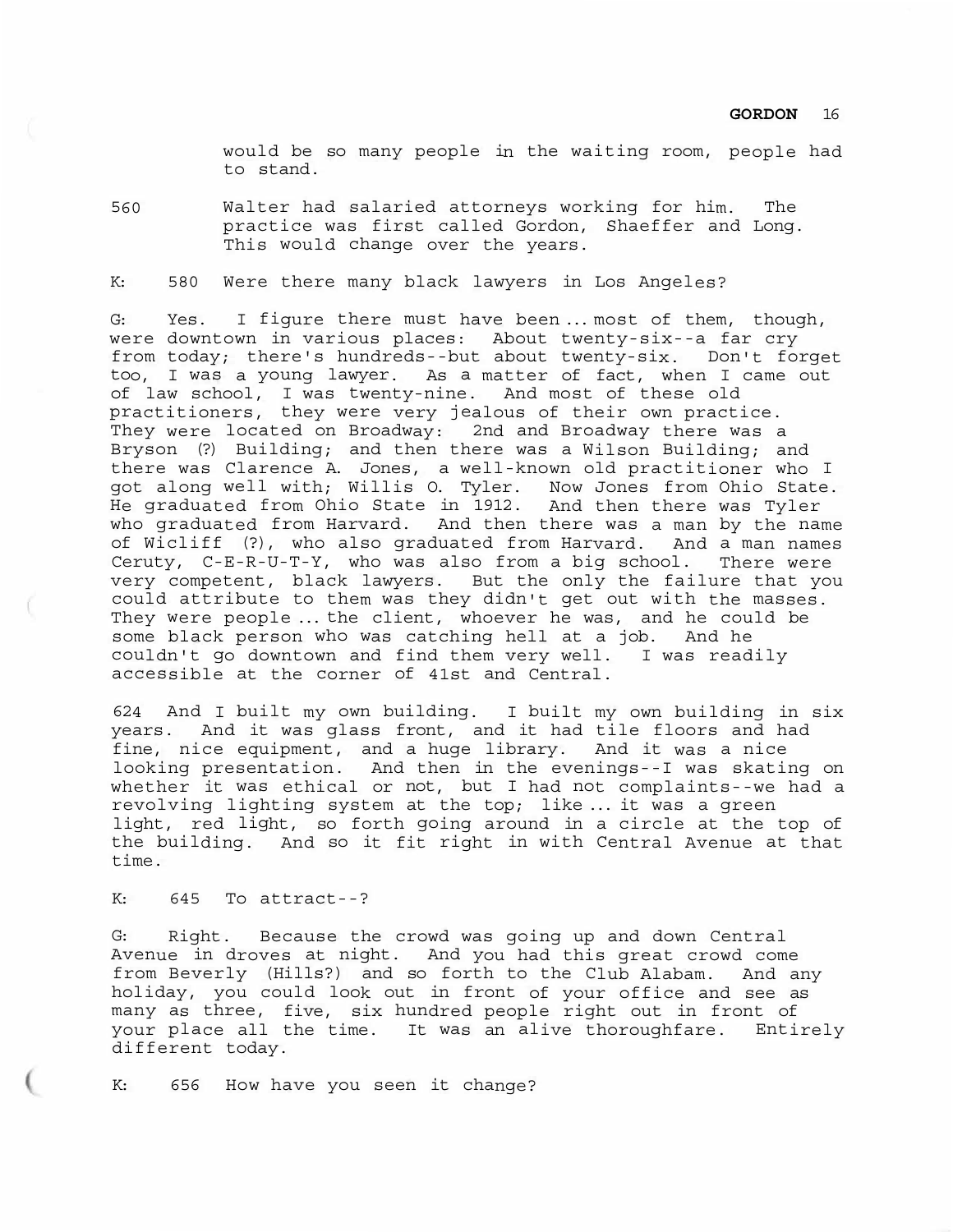would be so many people in the waiting room, people had to stand.

560 Walter had salaried attorneys working for him. The practice was first called Gordon, Shaeffer and Long. This would change over the years.

K: 580 Were there many black lawyers in Los Angeles?

G: Yes. I figure there must have been ... most of them, though, were downtown in various places: About twenty-six--a far cry from today; there's hundreds--but about twenty-six. Don't forget too, I was a young lawyer. As a matter of fact, when I came out of law school, I was twenty-nine. And most of these old practitioners, they were very jealous of their own practice. They were located on Broadway: 2nd and Broadway there was a Bryson (?) Building; and then there was a Wilson Building; and there was Clarence A. Jones, a well-known old practitioner who I got along well with; Willis O. Tyler. Now Jones from Ohio State. He graduated from Ohio State in 1912. And then there was Tyler who graduated from Harvard. And then there was a man by the name of Wicliff (?), who also graduated from Harvard. And a man names Ceruty, C-E-R-U-T-Y, who was also from a big school. There were very competent, black lawyers. But the only the failure that you could attribute to them was they didn't get out with the masses. They were people ... the client, whoever he was, and he could be some black person who was catching hell at a job. And he couldn't go downtown and find them very well. I was readily accessible at the corner of 41st and Central.

624 And I built my own building. I built my own building in six years. And it was glass front, and it had tile floors and had fine, nice equipment, and a huge library. And it was a nice looking presentation. And then in the evenings--I was skating on whether it was ethical or not, but I had not complaints--we had a revolving lighting system at the top; like ... it was a green light, red light, so forth going around in a circle at the top of the building. And so it fit right in with Central Avenue at that time.

K: 645 To attract--?

G: Right. Because the crowd was going up and down Central Avenue in droves at night. And you had this great crowd come from Beverly (Hills?) and so forth to the Club Alabam. And any holiday, you could look out in front of your office and see as many as three, five, six hundred people right out in front of your place all the time. It was an alive thoroughfare. Entirely different today.

K: 656 How have you seen it change?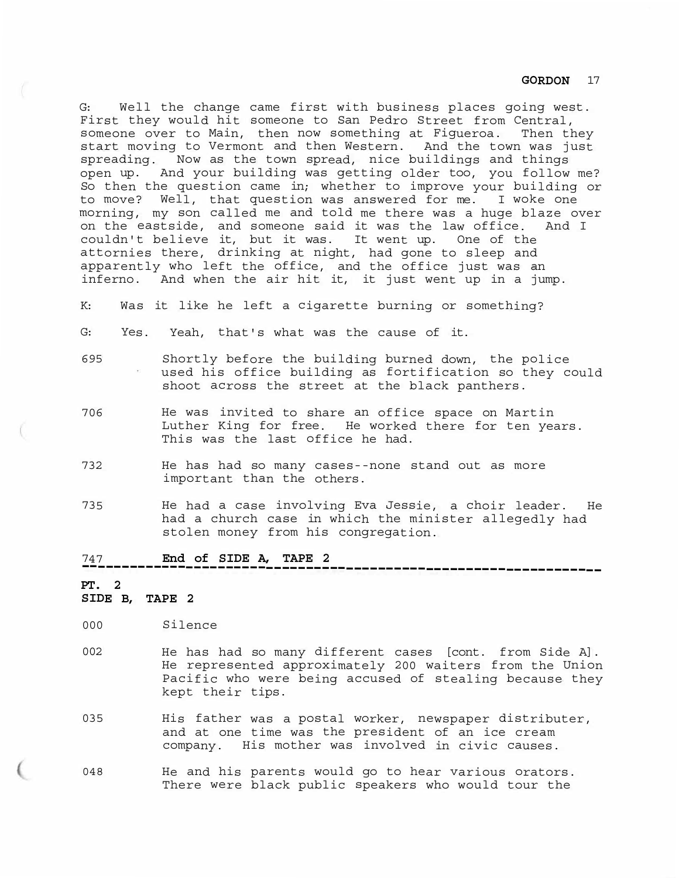G: Well the change came first with business places going west. First they would hit someone to San Pedro Street from Central, someone over to Main, then now something at Figueroa. Then they start moving to Vermont and then Western. And the town was just spreading. Now as the town spread, nice buildings and things open up. And your building was getting older too, you follow me? So then the question came in; whether to improve your building or to move? Well, that question was answered for me. I woke one morning, my son called me and told me there was a huge blaze over on the eastside, and someone said it was the law office. And I couldn't believe it, but it was. It went up. One of the attornies there, drinking at night, had gone to sleep and apparently who left the office, and the office just was an inferno. And when the air hit it, it just went up in a jump.

K: Was it like he left a cigarette burning or something?

G: Yes. Yeah, that's what was the cause of it.

695 Shortly before the building burned down, the police used his office building as fortification so they could shoot across the street at the black panthers.

706 He was invited to share an office space on Martin Luther King for free. He worked there for ten years. This was the last office he had.

732 He has had so many cases--none stand out as more important than the others.

735 He had a case involving Eva Jessie, a choir leader. He had a church case in which the minister allegedly had stolen money from his congregation.

747 **End of SIDE A, TAPE 2**

---

**PT. 2**
**SIDE B, TAPE 2**

000 Silence

002 He has had so many different cases [cont. from Side A]. He represented approximately 200 waiters from the Union Pacific who were being accused of stealing because they kept their tips.

035 His father was a postal worker, newspaper distributer, and at one time was the president of an ice cream company. His mother was involved in civic causes.

048 He and his parents would go to hear various orators. There were black public speakers who would tour the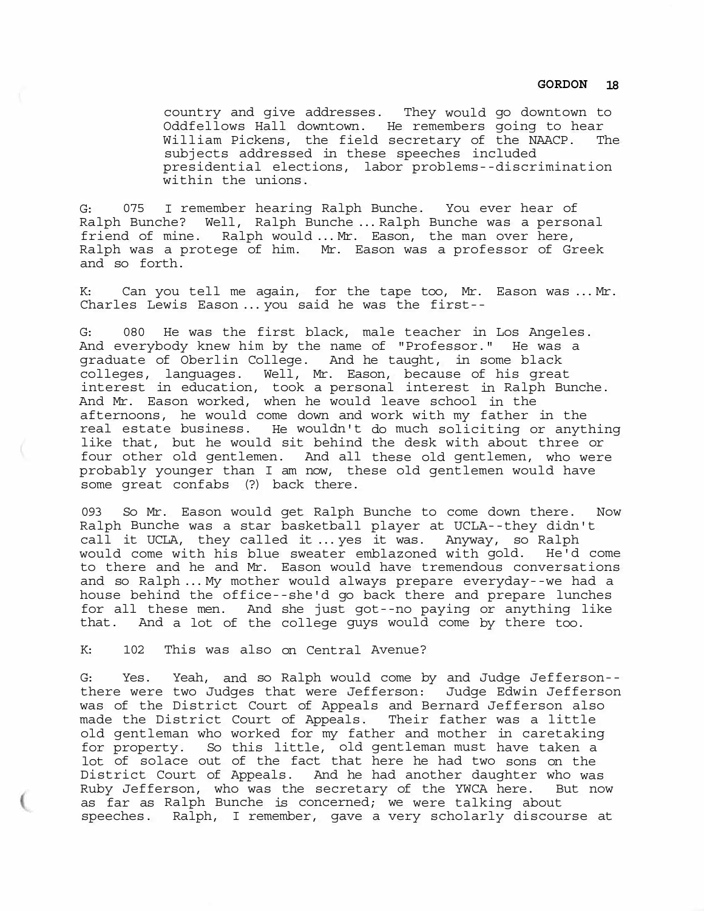country and give addresses. They would go downtown to Oddfellows Hall downtown. He remembers going to hear William Pickens, the field secretary of the NAACP. The subjects addressed in these speeches included presidential elections, labor problems--discrimination within the unions.

G: 075 I remember hearing Ralph Bunche. You ever hear of Ralph Bunche? Well, Ralph Bunche ... Ralph Bunche was a personal friend of mine. Ralph would ... Mr. Eason, the man over here, Ralph was a protege of him. Mr. Eason was a professor of Greek and so forth.

K: Can you tell me again, for the tape too, Mr. Eason was ... Mr. Charles Lewis Eason ... you said he was the first--

G: 080 He was the first black, male teacher in Los Angeles. And everybody knew him by the name of "Professor." He was a graduate of Oberlin College. And he taught, in some black colleges, languages. Well, Mr. Eason, because of his great interest in education, took a personal interest in Ralph Bunche. And Mr. Eason worked, when he would leave school in the afternoons, he would come down and work with my father in the real estate business. He wouldn't do much soliciting or anything like that, but he would sit behind the desk with about three or four other old gentlemen. And all these old gentlemen, who were probably younger than I am now, these old gentlemen would have some great confabs (?) back there.

093 So Mr. Eason would get Ralph Bunche to come down there. Now Ralph Bunche was a star basketball player at UCLA--they didn't call it UCLA, they called it ... yes it was. Anyway, so Ralph would come with his blue sweater emblazoned with gold. He'd come to there and he and Mr. Eason would have tremendous conversations and so Ralph ... My mother would always prepare everyday--we had a house behind the office--she'd go back there and prepare lunches for all these men. And she just got--no paying or anything like that. And a lot of the college guys would come by there too.

K: 102 This was also on Central Avenue?

G: Yes. Yeah, and so Ralph would come by and Judge Jefferson--there were two Judges that were Jefferson: Judge Edwin Jefferson was of the District Court of Appeals and Bernard Jefferson also made the District Court of Appeals. Their father was a little old gentleman who worked for my father and mother in caretaking for property. So this little, old gentleman must have taken a lot of solace out of the fact that here he had two sons on the District Court of Appeals. And he had another daughter who was Ruby Jefferson, who was the secretary of the YWCA here. But now as far as Ralph Bunche is concerned; we were talking about speeches. Ralph, I remember, gave a very scholarly discourse at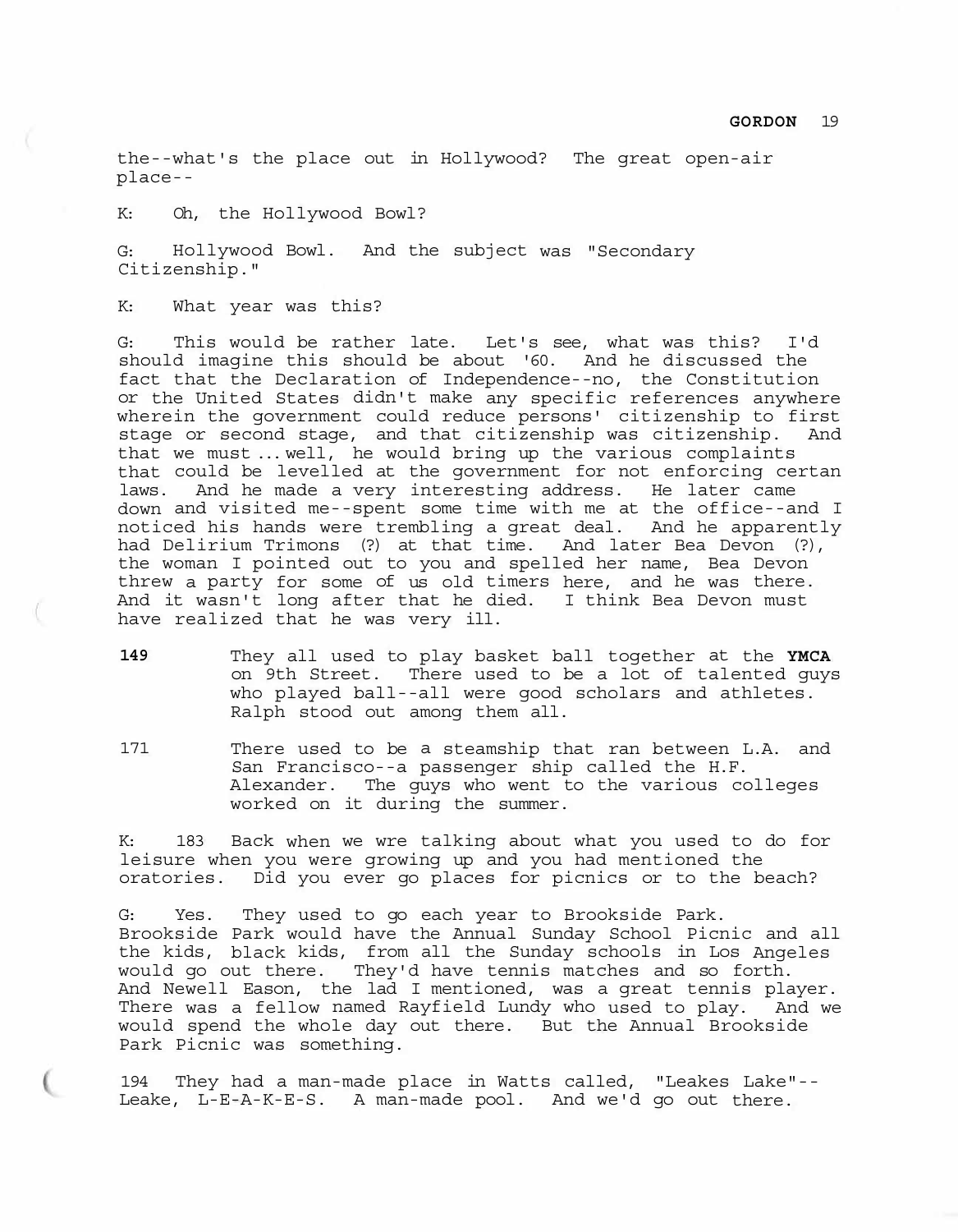the--what's the place out in Hollywood? The great open-air place--

K: Oh, the Hollywood Bowl?

G: Hollywood Bowl. And the subject was "Secondary Citizenship."

K: What year was this?

G: This would be rather late. Let's see, what was this? I'd should imagine this should be about '60. And he discussed the fact that the Declaration of Independence--no, the Constitution or the United States didn't make any specific references anywhere wherein the government could reduce persons' citizenship to first stage or second stage, and that citizenship was citizenship. And that we must ... well, he would bring up the various complaints that could be levelled at the government for not enforcing certan laws. And he made a very interesting address. He later came down and visited me--spent some time with me at the office--and I noticed his hands were trembling a great deal. And he apparently had Delirium Trimons (?) at that time. And later Bea Devon (?), the woman I pointed out to you and spelled her name, Bea Devon threw a party for some of us old timers here, and he was there. And it wasn't long after that he died. I think Bea Devon must have realized that he was very ill.

**149** They all used to play basket ball together at the **YMCA** on 9th Street. There used to be a lot of talented guys who played ball--all were good scholars and athletes. Ralph stood out among them all.

171 There used to be a steamship that ran between L.A. and San Francisco--a passenger ship called the H.F. Alexander. The guys who went to the various colleges worked on it during the summer.

K: 183 Back when we wre talking about what you used to do for leisure when you were growing up and you had mentioned the oratories. Did you ever go places for picnics or to the beach?

G: Yes. They used to go each year to Brookside Park. Brookside Park would have the Annual Sunday School Picnic and all the kids, black kids, from all the Sunday schools in Los Angeles would go out there. They'd have tennis matches and so forth. And Newell Eason, the lad I mentioned, was a great tennis player. There was a fellow named Rayfield Lundy who used to play. And we would spend the whole day out there. But the Annual Brookside Park Picnic was something.

194 They had a man-made place in Watts called, "Leakes Lake"--Leake, L-E-A-K-E-S. A man-made pool. And we'd go out there.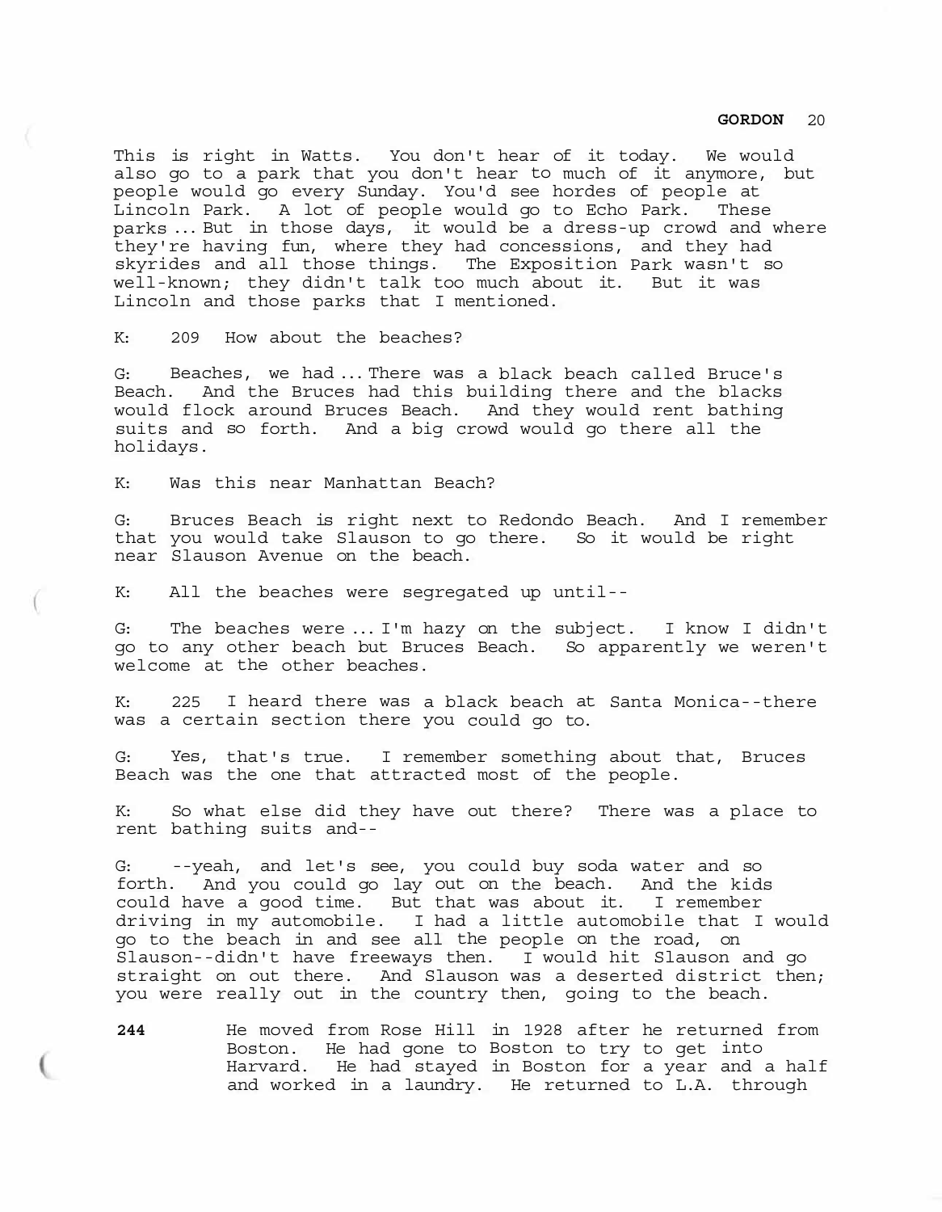This is right in Watts. You don't hear of it today. We would also go to a park that you don't hear to much of it anymore, but people would go every Sunday. You'd see hordes of people at Lincoln Park. A lot of people would go to Echo Park. These parks ... But in those days, it would be a dress-up crowd and where they're having fun, where they had concessions, and they had skyrides and all those things. The Exposition Park wasn't so well-known; they didn't talk too much about it. But it was Lincoln and those parks that I mentioned.

K: 209 How about the beaches?

G: Beaches, we had ... There was a black beach called Bruce's Beach. And the Bruces had this building there and the blacks would flock around Bruces Beach. And they would rent bathing suits and so forth. And a big crowd would go there all the holidays.

K: Was this near Manhattan Beach?

G: Bruces Beach is right next to Redondo Beach. And I remember that you would take Slauson to go there. So it would be right near Slauson Avenue on the beach.

K: All the beaches were segregated up until--

G: The beaches were ... I'm hazy on the subject. I know I didn't go to any other beach but Bruces Beach. So apparently we weren't welcome at the other beaches.

K: 225 I heard there was a black beach at Santa Monica--there was a certain section there you could go to.

G: Yes, that's true. I remember something about that, Bruces Beach was the one that attracted most of the people.

K: So what else did they have out there? There was a place to rent bathing suits and--

G: --yeah, and let's see, you could buy soda water and so forth. And you could go lay out on the beach. And the kids could have a good time. But that was about it. I remember driving in my automobile. I had a little automobile that I would go to the beach in and see all the people on the road, on Slauson--didn't have freeways then. I would hit Slauson and go straight on out there. And Slauson was a deserted district then; you were really out in the country then, going to the beach.

**244** He moved from Rose Hill in 1928 after he returned from Boston. He had gone to Boston to try to get into Harvard. He had stayed in Boston for a year and a half and worked in a laundry. He returned to L.A. through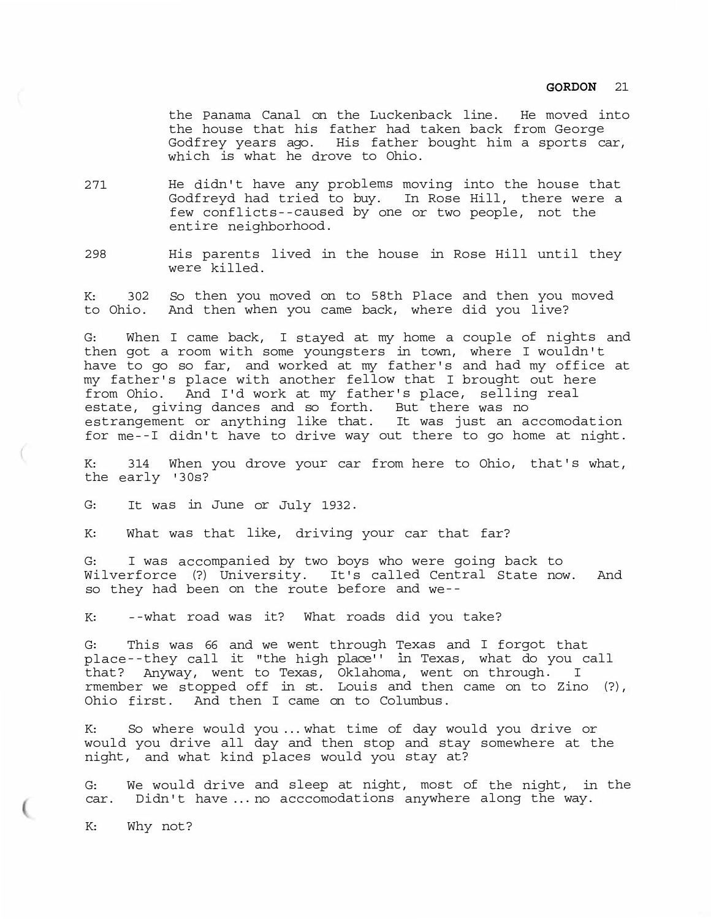the Panama Canal on the Luckenback line. He moved into the house that his father had taken back from George Godfrey years ago. His father bought him a sports car, which is what he drove to Ohio.

271 He didn't have any problems moving into the house that Godfreyd had tried to buy. In Rose Hill, there were a few conflicts--caused by one or two people, not the entire neighborhood.

298 His parents lived in the house in Rose Hill until they were killed.

K: 302 So then you moved on to 58th Place and then you moved to Ohio. And then when you came back, where did you live?

G: When I came back, I stayed at my home a couple of nights and then got a room with some youngsters in town, where I wouldn't have to go so far, and worked at my father's and had my office at my father's place with another fellow that I brought out here from Ohio. And I'd work at my father's place, selling real estate, giving dances and so forth. But there was no estrangement or anything like that. It was just an accomodation for me--I didn't have to drive way out there to go home at night.

K: 314 When you drove your car from here to Ohio, that's what, the early '30s?

G: It was in June or July 1932.

K: What was that like, driving your car that far?

G: I was accompanied by two boys who were going back to Wilverforce (?) University. It's called Central State now. And so they had been on the route before and we--

K: --what road was it? What roads did you take?

G: This was 66 and we went through Texas and I forgot that place--they call it "the high place'' in Texas, what do you call that? Anyway, went to Texas, Oklahoma, went on through. I rmember we stopped off in st. Louis and then came on to Zino (?), Ohio first. And then I came on to Columbus.

K: So where would you ... what time of day would you drive or would you drive all day and then stop and stay somewhere at the night, and what kind places would you stay at?

G: We would drive and sleep at night, most of the night, in the car. Didn't have ... no acccomodations anywhere along the way.

K: Why not?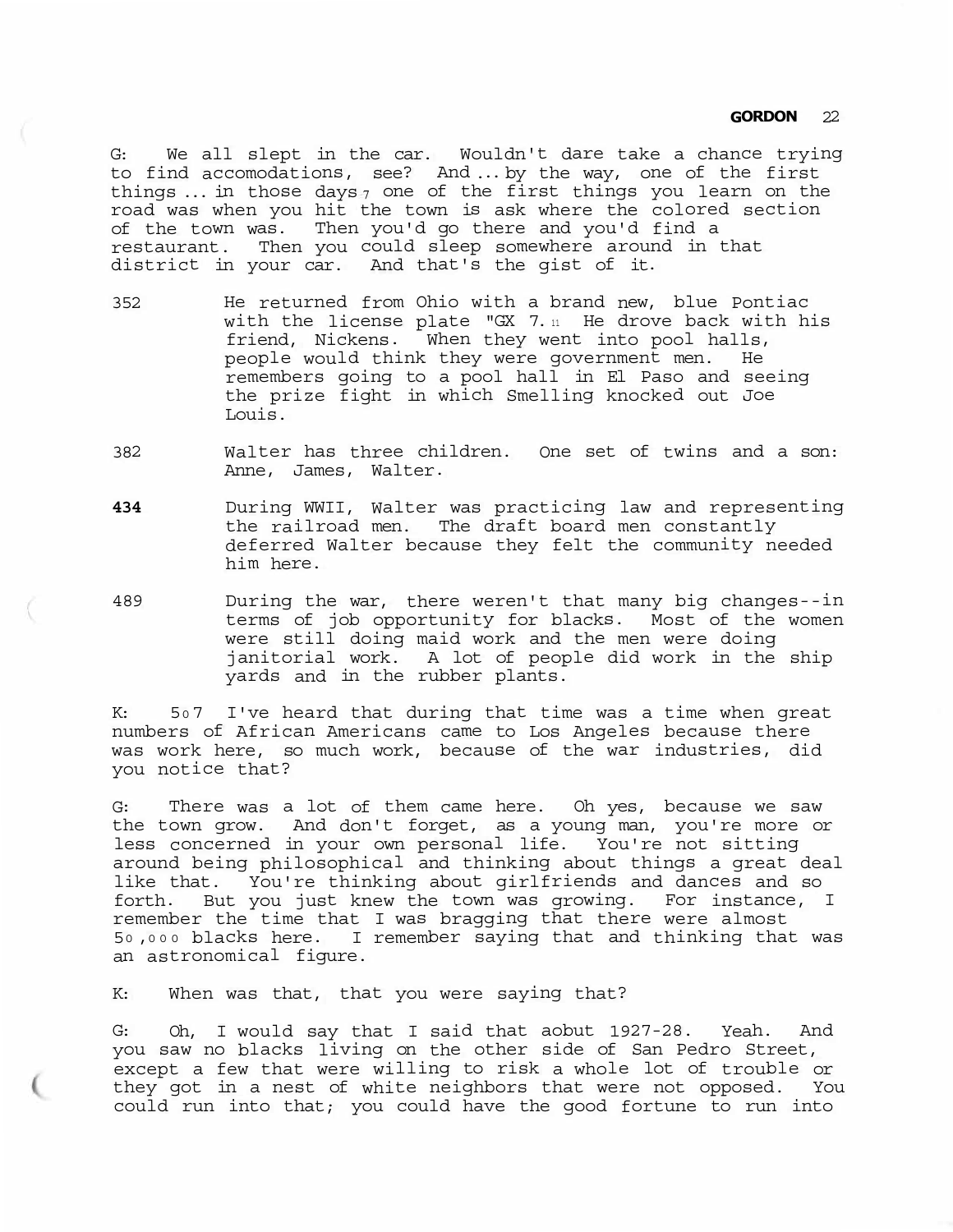G: We all slept in the car. Wouldn't dare take a chance trying to find accomodations, see? And ... by the way, one of the first things ... in those days, one of the first things you learn on the road was when you hit the town is ask where the colored section of the town was. Then you'd go there and you'd find a restaurant. Then you could sleep somewhere around in that district in your car. And that's the gist of it.

352 He returned from Ohio with a brand new, blue Pontiac with the license plate "GX 7." He drove back with his friend, Nickens. When they went into pool halls, people would think they were government men. He remembers going to a pool hall in El Paso and seeing the prize fight in which Smelling knocked out Joe Louis.

382 Walter has three children. One set of twins and a son: Anne, James, Walter.

**434** During WWII, Walter was practicing law and representing the railroad men. The draft board men constantly deferred Walter because they felt the community needed him here.

489 During the war, there weren't that many big changes--in terms of job opportunity for blacks. Most of the women were still doing maid work and the men were doing janitorial work. A lot of people did work in the ship yards and in the rubber plants.

K: 507 I've heard that during that time was a time when great numbers of African Americans came to Los Angeles because there was work here, so much work, because of the war industries, did you notice that?

G: There was a lot of them came here. Oh yes, because we saw the town grow. And don't forget, as a young man, you're more or less concerned in your own personal life. You're not sitting around being philosophical and thinking about things a great deal like that. You're thinking about girlfriends and dances and so forth. But you just knew the town was growing. For instance, I remember the time that I was bragging that there were almost 50,000 blacks here. I remember saying that and thinking that was an astronomical figure.

K: When was that, that you were saying that?

G: Oh, I would say that I said that aobut 1927-28. Yeah. And you saw no blacks living on the other side of San Pedro Street, except a few that were willing to risk a whole lot of trouble or they got in a nest of white neighbors that were not opposed. You could run into that; you could have the good fortune to run into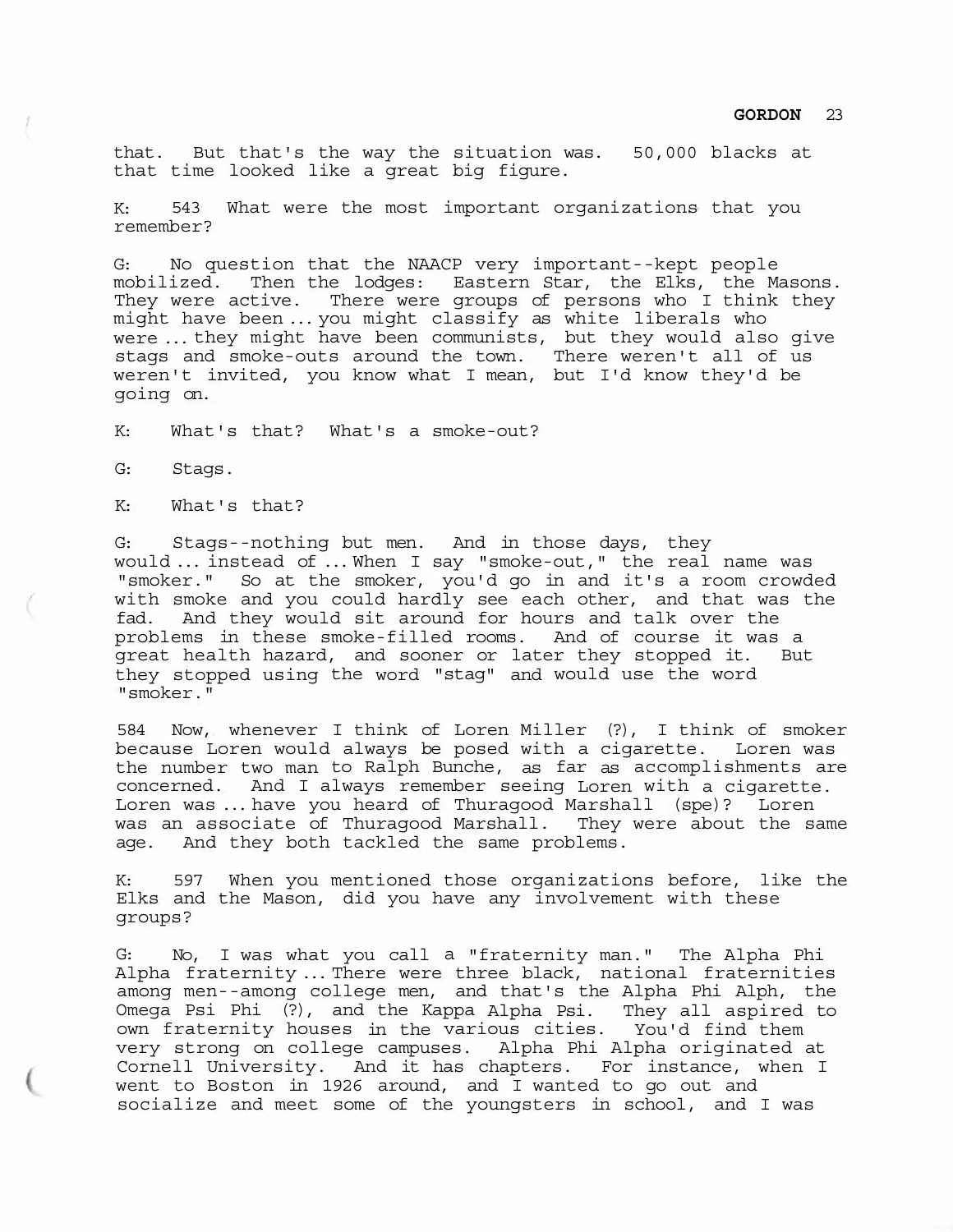that. But that's the way the situation was. 50,000 blacks at that time looked like a great big figure.

K: 543 What were the most important organizations that you remember?

G: No question that the NAACP very important--kept people mobilized. Then the lodges: Eastern Star, the Elks, the Masons. They were active. There were groups of persons who I think they might have been ... you might classify as white liberals who were ... they might have been communists, but they would also give stags and smoke-outs around the town. There weren't all of us weren't invited, you know what I mean, but I'd know they'd be going on.

K: What's that? What's a smoke-out?

G: Stags.

K: What's that?

G: Stags--nothing but men. And in those days, they would ... instead of ... When I say "smoke-out," the real name was "smoker." So at the smoker, you'd go in and it's a room crowded with smoke and you could hardly see each other, and that was the fad. And they would sit around for hours and talk over the problems in these smoke-filled rooms. And of course it was a great health hazard, and sooner or later they stopped it. But they stopped using the word "stag" and would use the word "smoker."

584 Now, whenever I think of Loren Miller (?), I think of smoker because Loren would always be posed with a cigarette. Loren was the number two man to Ralph Bunche, as far as accomplishments are concerned. And I always remember seeing Loren with a cigarette. Loren was ... have you heard of Thuragood Marshall (spe)? Loren was an associate of Thuragood Marshall. They were about the same age. And they both tackled the same problems.

K: 597 When you mentioned those organizations before, like the Elks and the Mason, did you have any involvement with these groups?

G: No, I was what you call a "fraternity man." The Alpha Phi Alpha fraternity ... There were three black, national fraternities among men--among college men, and that's the Alpha Phi Alph, the Omega Psi Phi (?), and the Kappa Alpha Psi. They all aspired to own fraternity houses in the various cities. You'd find them very strong on college campuses. Alpha Phi Alpha originated at Cornell University. And it has chapters. For instance, when I went to Boston in 1926 around, and I wanted to go out and socialize and meet some of the youngsters in school, and I was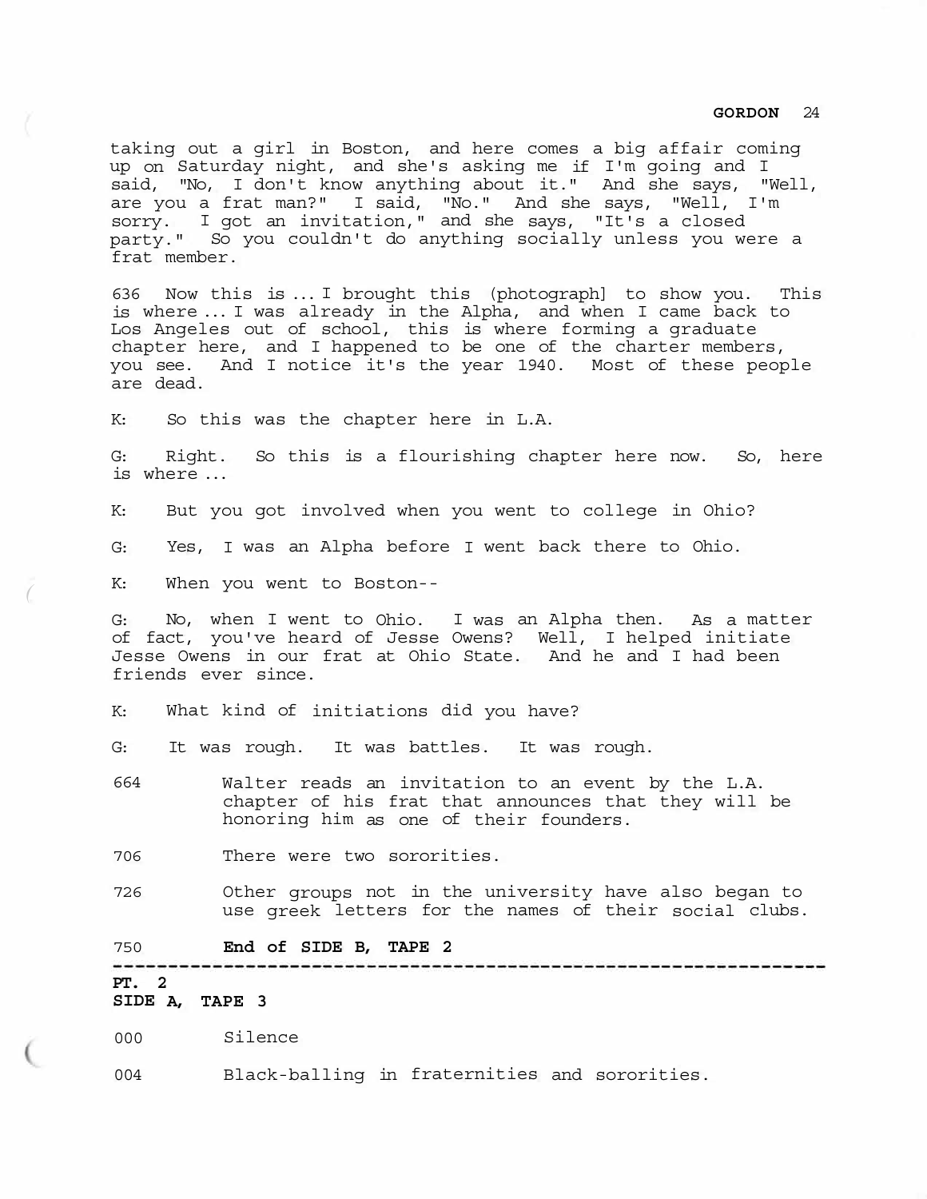taking out a girl in Boston, and here comes a big affair coming up on Saturday night, and she's asking me if I'm going and I said, "No, I don't know anything about it." And she says, "Well, are you a frat man?" I said, "No." And she says, "Well, I'm sorry. I got an invitation," and she says, "It's a closed party." So you couldn't do anything socially unless you were a frat member.

636 Now this is ... I brought this (photograph] to show you. This is where ... I was already in the Alpha, and when I came back to Los Angeles out of school, this is where forming a graduate chapter here, and I happened to be one of the charter members, you see. And I notice it's the year 1940. Most of these people are dead.

K: So this was the chapter here in L.A.

G: Right. So this is a flourishing chapter here now. So, here is where ...

K: But you got involved when you went to college in Ohio?

G: Yes, I was an Alpha before I went back there to Ohio.

K: When you went to Boston--

G: No, when I went to Ohio. I was an Alpha then. As a matter of fact, you've heard of Jesse Owens? Well, I helped initiate Jesse Owens in our frat at Ohio State. And he and I had been friends ever since.

K: What kind of initiations did you have?

G: It was rough. It was battles. It was rough.

664 Walter reads an invitation to an event by the L.A. chapter of his frat that announces that they will be honoring him as one of their founders.

706 There were two sororities.

726 Other groups not in the university have also began to use greek letters for the names of their social clubs.

750 **End of SIDE B, TAPE 2**

---

**PT. 2**
**SIDE A, TAPE 3**

000 Silence

004 Black-balling in fraternities and sororities.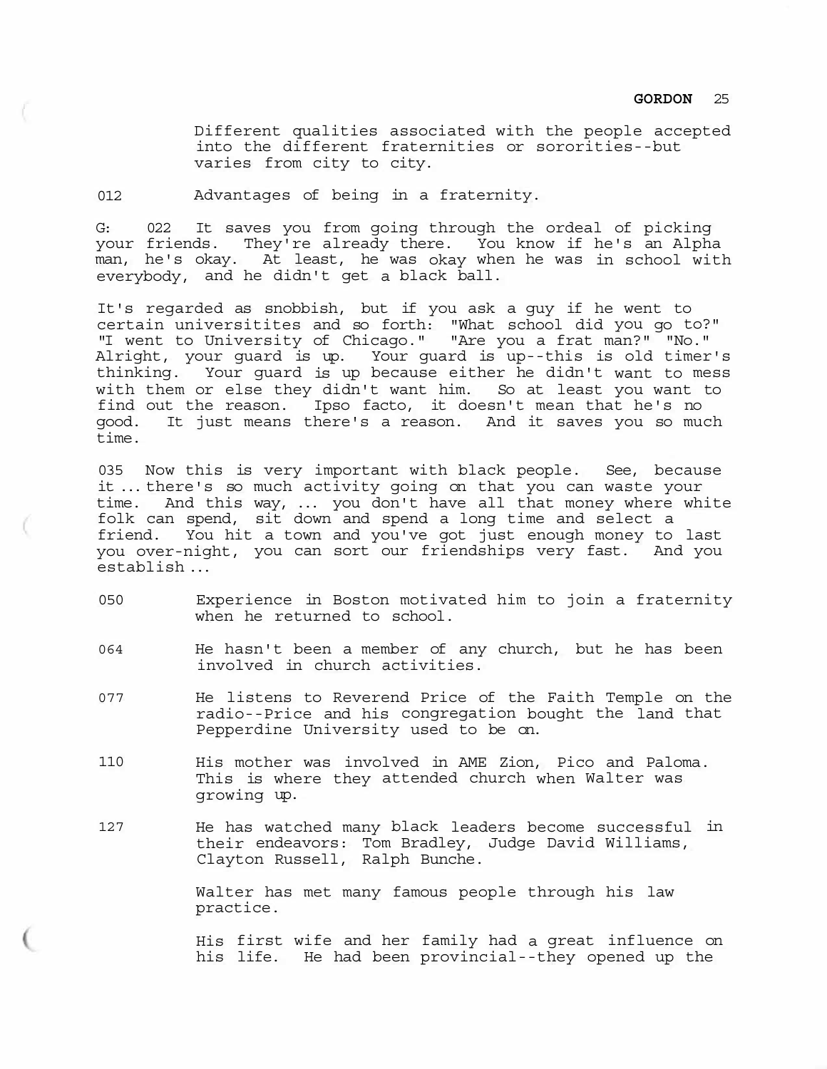Different qualities associated with the people accepted into the different fraternities or sororities--but varies from city to city.

012 Advantages of being in a fraternity.

G: 022 It saves you from going through the ordeal of picking your friends. They're already there. You know if he's an Alpha man, he's okay. At least, he was okay when he was in school with everybody, and he didn't get a black ball.

It's regarded as snobbish, but if you ask a guy if he went to certain universitites and so forth: "What school did you go to?" "I went to University of Chicago." "Are you a frat man?" "No." Alright, your guard is up. Your guard is up--this is old timer's thinking. Your guard is up because either he didn't want to mess with them or else they didn't want him. So at least you want to find out the reason. Ipso facto, it doesn't mean that he's no good. It just means there's a reason. And it saves you so much time.

035 Now this is very important with black people. See, because it ... there's so much activity going on that you can waste your time. And this way, ... you don't have all that money where white folk can spend, sit down and spend a long time and select a friend. You hit a town and you've got just enough money to last you over-night, you can sort our friendships very fast. And you establish ...

050 Experience in Boston motivated him to join a fraternity when he returned to school.

064 He hasn't been a member of any church, but he has been involved in church activities.

077 He listens to Reverend Price of the Faith Temple on the radio--Price and his congregation bought the land that Pepperdine University used to be on.

110 His mother was involved in AME Zion, Pico and Paloma. This is where they attended church when Walter was growing up.

127 He has watched many black leaders become successful in their endeavors: Tom Bradley, Judge David Williams, Clayton Russell, Ralph Bunche.

Walter has met many famous people through his law practice.

His first wife and her family had a great influence on his life. He had been provincial--they opened up the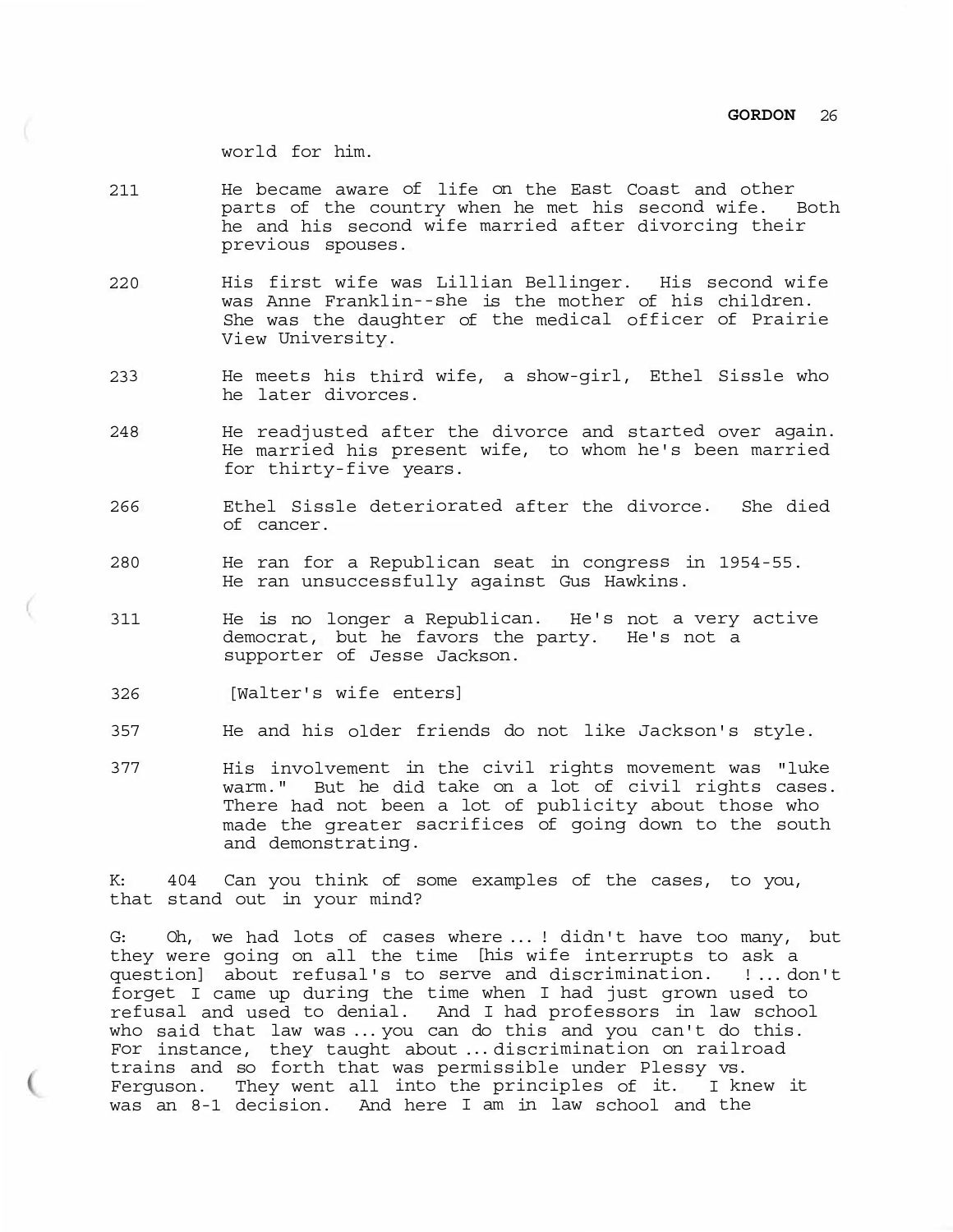world for him.

211 He became aware of life on the East Coast and other parts of the country when he met his second wife. Both he and his second wife married after divorcing their previous spouses.

220 His first wife was Lillian Bellinger. His second wife was Anne Franklin--she is the mother of his children. She was the daughter of the medical officer of Prairie View University.

233 He meets his third wife, a show-girl, Ethel Sissle who he later divorces.

248 He readjusted after the divorce and started over again. He married his present wife, to whom he's been married for thirty-five years.

266 Ethel Sissle deteriorated after the divorce. She died of cancer.

280 He ran for a Republican seat in congress in 1954-55. He ran unsuccessfully against Gus Hawkins.

311 He is no longer a Republican. He's not a very active democrat, but he favors the party. He's not a supporter of Jesse Jackson.

326 [Walter's wife enters]

357 He and his older friends do not like Jackson's style.

377 His involvement in the civil rights movement was "luke warm." But he did take on a lot of civil rights cases. There had not been a lot of publicity about those who made the greater sacrifices of going down to the south and demonstrating.

K: 404 Can you think of some examples of the cases, to you, that stand out in your mind?

G: Oh, we had lots of cases where ... ! didn't have too many, but they were going on all the time [his wife interrupts to ask a question] about refusal's to serve and discrimination. ! ... don't forget I came up during the time when I had just grown used to refusal and used to denial. And I had professors in law school who said that law was ... you can do this and you can't do this. For instance, they taught about ... discrimination on railroad trains and so forth that was permissible under Plessy vs. Ferguson. They went all into the principles of it. I knew it was an 8-1 decision. And here I am in law school and the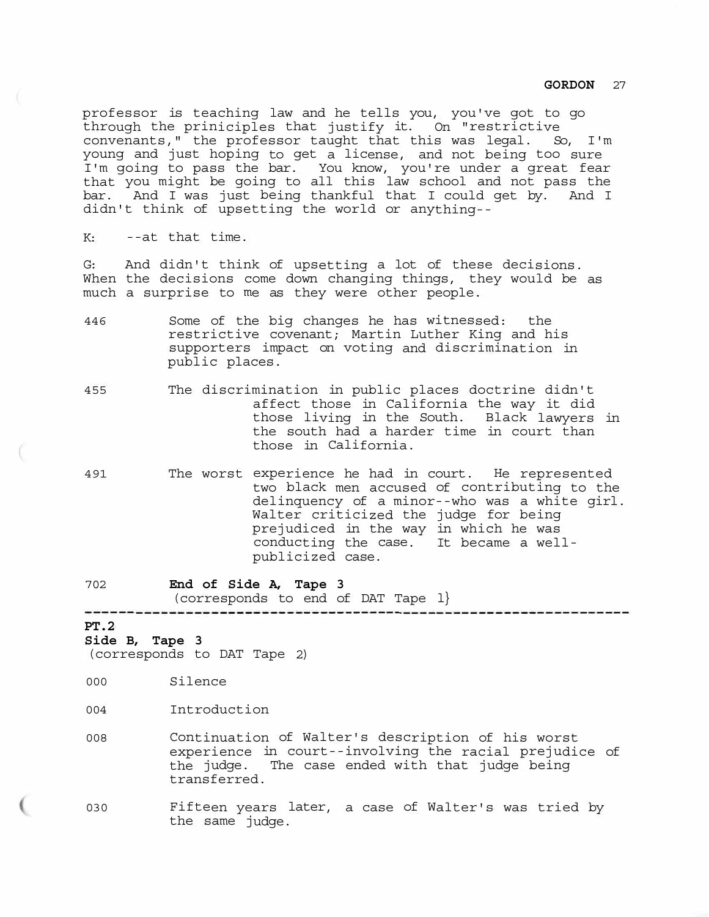professor is teaching law and he tells you, you've got to go through the priniciples that justify it. On "restrictive convenants," the professor taught that this was legal. So, I'm young and just hoping to get a license, and not being too sure I'm going to pass the bar. You know, you're under a great fear that you might be going to all this law school and not pass the bar. And I was just being thankful that I could get by. And I didn't think of upsetting the world or anything--

K: --at that time.

G: And didn't think of upsetting a lot of these decisions. When the decisions come down changing things, they would be as much a surprise to me as they were other people.

446 Some of the big changes he has witnessed: the restrictive covenant; Martin Luther King and his supporters impact on voting and discrimination in public places.

455 The discrimination in public places doctrine didn't affect those in California the way it did those living in the South. Black lawyers in the south had a harder time in court than those in California.

491 The worst experience he had in court. He represented two black men accused of contributing to the delinquency of a minor--who was a white girl. Walter criticized the judge for being prejudiced in the way in which he was conducting the case. It became a well-publicized case.

702 **End of Side A, Tape 3**
(corresponds to end of DAT Tape 1)

---

**PT.2**
**Side B, Tape 3**
(corresponds to DAT Tape 2)

000 Silence

004 Introduction

008 Continuation of Walter's description of his worst experience in court--involving the racial prejudice of the judge. The case ended with that judge being transferred.

030 Fifteen years later, a case of Walter's was tried by the same judge.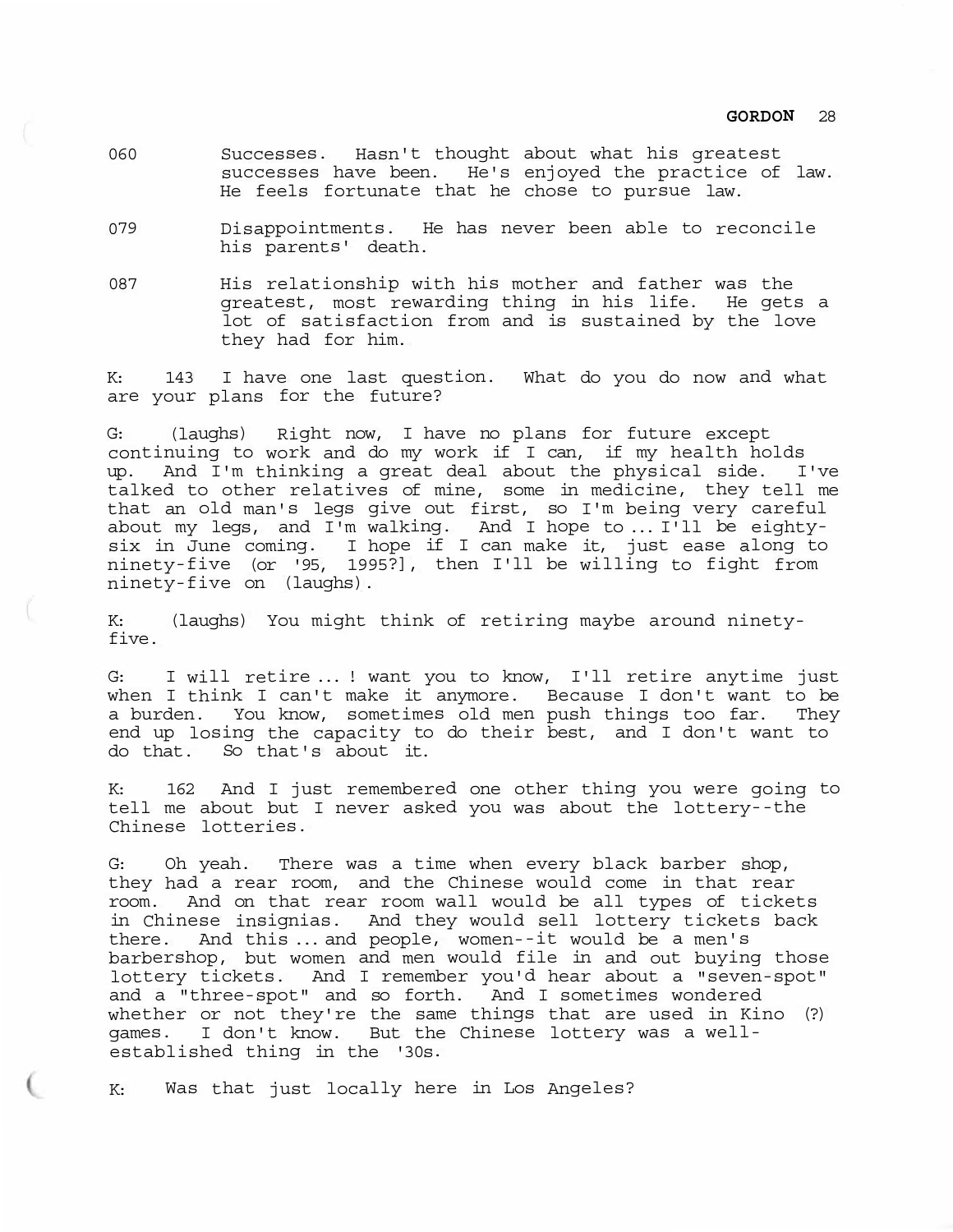060 Successes. Hasn't thought about what his greatest successes have been. He's enjoyed the practice of law. He feels fortunate that he chose to pursue law.

079 Disappointments. He has never been able to reconcile his parents' death.

087 His relationship with his mother and father was the greatest, most rewarding thing in his life. He gets a lot of satisfaction from and is sustained by the love they had for him.

K: 143 I have one last question. What do you do now and what are your plans for the future?

G: (laughs) Right now, I have no plans for future except continuing to work and do my work if I can, if my health holds up. And I'm thinking a great deal about the physical side. I've talked to other relatives of mine, some in medicine, they tell me that an old man's legs give out first, so I'm being very careful about my legs, and I'm walking. And I hope to ... I'll be eighty-six in June coming. I hope if I can make it, just ease along to ninety-five (or '95, 1995?], then I'll be willing to fight from ninety-five on (laughs).

K: (laughs) You might think of retiring maybe around ninety-five.

G: I will retire ... ! want you to know, I'll retire anytime just when I think I can't make it anymore. Because I don't want to be a burden. You know, sometimes old men push things too far. They end up losing the capacity to do their best, and I don't want to do that. So that's about it.

K: 162 And I just remembered one other thing you were going to tell me about but I never asked you was about the lottery--the Chinese lotteries.

G: Oh yeah. There was a time when every black barber shop, they had a rear room, and the Chinese would come in that rear room. And on that rear room wall would be all types of tickets in Chinese insignias. And they would sell lottery tickets back there. And this ... and people, women--it would be a men's barbershop, but women and men would file in and out buying those lottery tickets. And I remember you'd hear about a "seven-spot" and a "three-spot" and so forth. And I sometimes wondered whether or not they're the same things that are used in Kino (?) games. I don't know. But the Chinese lottery was a well-established thing in the '30s.

K: Was that just locally here in Los Angeles?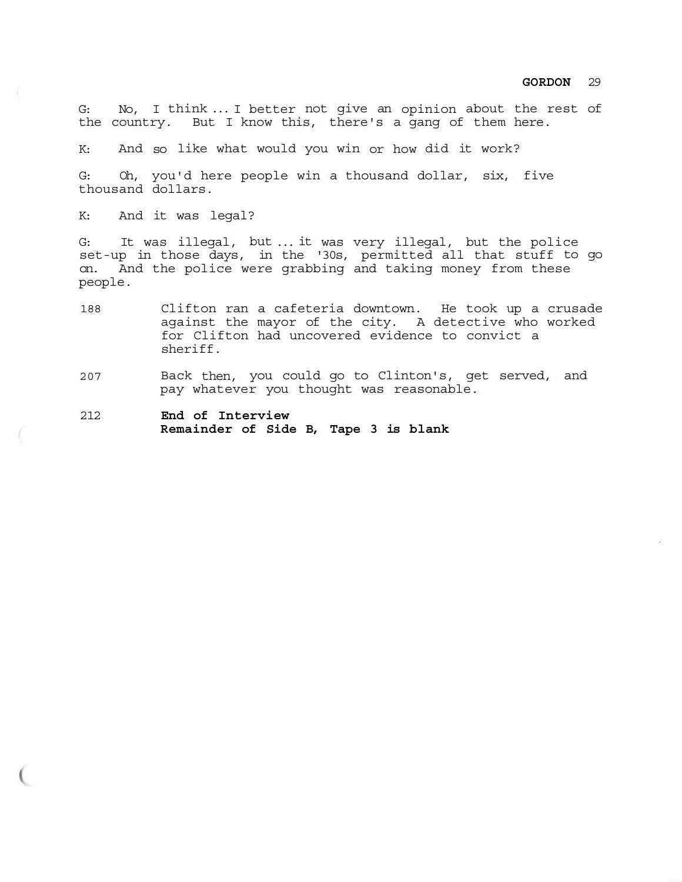G: No, I think ... I better not give an opinion about the rest of the country. But I know this, there's a gang of them here.

K: And so like what would you win or how did it work?

G: Oh, you'd here people win a thousand dollar, six, five thousand dollars.

K: And it was legal?

G: It was illegal, but ... it was very illegal, but the police set-up in those days, in the '30s, permitted all that stuff to go on. And the police were grabbing and taking money from these people.

188 Clifton ran a cafeteria downtown. He took up a crusade against the mayor of the city. A detective who worked for Clifton had uncovered evidence to convict a sheriff.

207 Back then, you could go to Clinton's, get served, and pay whatever you thought was reasonable.

212 **End of Interview**
**Remainder of Side B, Tape 3 is blank**